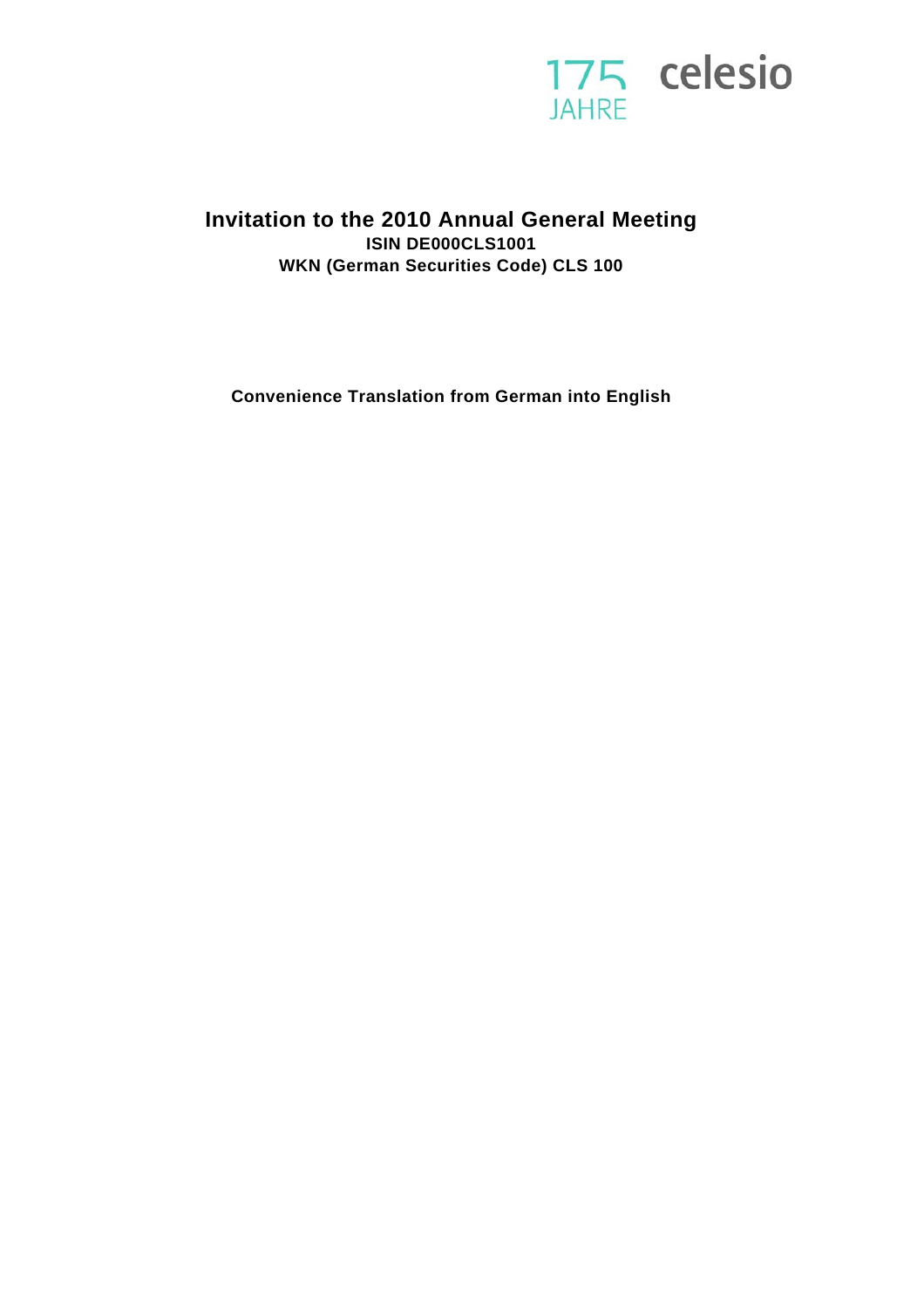175 JAHRE celesio

# Invitation to the 2010 Annual General Meeting

**ISIN DE000CLS1001**

**WKN (German Securities Code) CLS 100**

**Convenience Translation from German into English**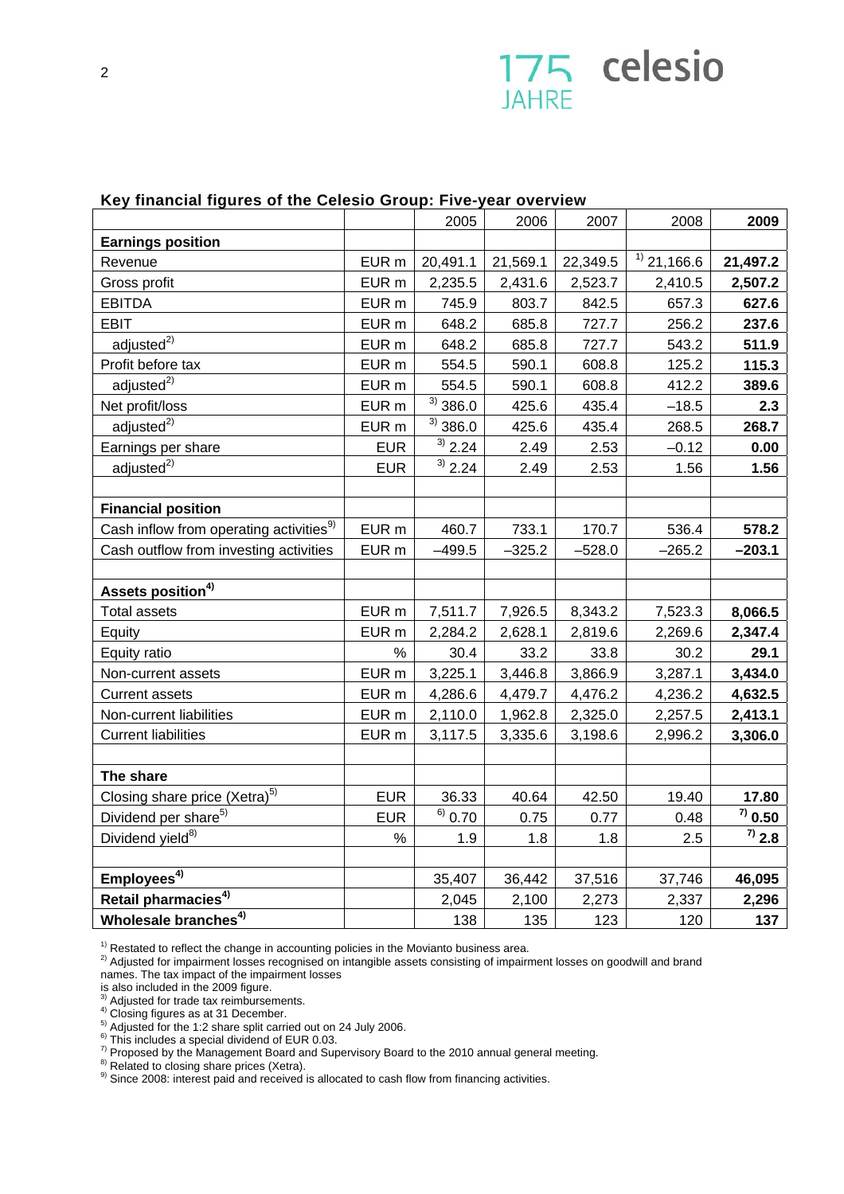## Key financial figures of the Celesio Group: Five-year overview

| | | 2005 | 2006 | 2007 | 2008 | **2009** |
|---|---|---|---|---|---|---|
| **Earnings position** | | | | | | |
| Revenue | EUR m | 20,491.1 | 21,569.1 | 22,349.5 | [1] 21,166.6 | **21,497.2** |
| Gross profit | EUR m | 2,235.5 | 2,431.6 | 2,523.7 | 2,410.5 | **2,507.2** |
| EBITDA | EUR m | 745.9 | 803.7 | 842.5 | 657.3 | **627.6** |
| EBIT | EUR m | 648.2 | 685.8 | 727.7 | 256.2 | **237.6** |
| adjusted[2] | EUR m | 648.2 | 685.8 | 727.7 | 543.2 | **511.9** |
| Profit before tax | EUR m | 554.5 | 590.1 | 608.8 | 125.2 | **115.3** |
| adjusted[2] | EUR m | 554.5 | 590.1 | 608.8 | 412.2 | **389.6** |
| Net profit/loss | EUR m | [3] 386.0 | 425.6 | 435.4 | –18.5 | **2.3** |
| adjusted[2] | EUR m | [3] 386.0 | 425.6 | 435.4 | 268.5 | **268.7** |
| Earnings per share | EUR | [3] 2.24 | 2.49 | 2.53 | –0.12 | **0.00** |
| adjusted[2] | EUR | [3] 2.24 | 2.49 | 2.53 | 1.56 | **1.56** |
| | | | | | | |
| **Financial position** | | | | | | |
| Cash inflow from operating activities[9] | EUR m | 460.7 | 733.1 | 170.7 | 536.4 | **578.2** |
| Cash outflow from investing activities | EUR m | –499.5 | –325.2 | –528.0 | –265.2 | **–203.1** |
| | | | | | | |
| **Assets position[4]** | | | | | | |
| Total assets | EUR m | 7,511.7 | 7,926.5 | 8,343.2 | 7,523.3 | **8,066.5** |
| Equity | EUR m | 2,284.2 | 2,628.1 | 2,819.6 | 2,269.6 | **2,347.4** |
| Equity ratio | % | 30.4 | 33.2 | 33.8 | 30.2 | **29.1** |
| Non-current assets | EUR m | 3,225.1 | 3,446.8 | 3,866.9 | 3,287.1 | **3,434.0** |
| Current assets | EUR m | 4,286.6 | 4,479.7 | 4,476.2 | 4,236.2 | **4,632.5** |
| Non-current liabilities | EUR m | 2,110.0 | 1,962.8 | 2,325.0 | 2,257.5 | **2,413.1** |
| Current liabilities | EUR m | 3,117.5 | 3,335.6 | 3,198.6 | 2,996.2 | **3,306.0** |
| | | | | | | |
| **The share** | | | | | | |
| Closing share price (Xetra)[5] | EUR | 36.33 | 40.64 | 42.50 | 19.40 | **17.80** |
| Dividend per share[5] | EUR | [6] 0.70 | 0.75 | 0.77 | 0.48 | **[7] 0.50** |
| Dividend yield[8] | % | 1.9 | 1.8 | 1.8 | 2.5 | **[7] 2.8** |
| | | | | | | |
| **Employees[4]** | | 35,407 | 36,442 | 37,516 | 37,746 | **46,095** |
| **Retail pharmacies[4]** | | 2,045 | 2,100 | 2,273 | 2,337 | **2,296** |
| **Wholesale branches[4]** | | 138 | 135 | 123 | 120 | **137** |

[1] Restated to reflect the change in accounting policies in the Movianto business area.
[2] Adjusted for impairment losses recognised on intangible assets consisting of impairment losses on goodwill and brand names. The tax impact of the impairment losses is also included in the 2009 figure.
[3] Adjusted for trade tax reimbursements.
[4] Closing figures as at 31 December.
[5] Adjusted for the 1:2 share split carried out on 24 July 2006.
[6] This includes a special dividend of EUR 0.03.
[7] Proposed by the Management Board and Supervisory Board to the 2010 annual general meeting.
[8] Related to closing share prices (Xetra).
[9] Since 2008: interest paid and received is allocated to cash flow from financing activities.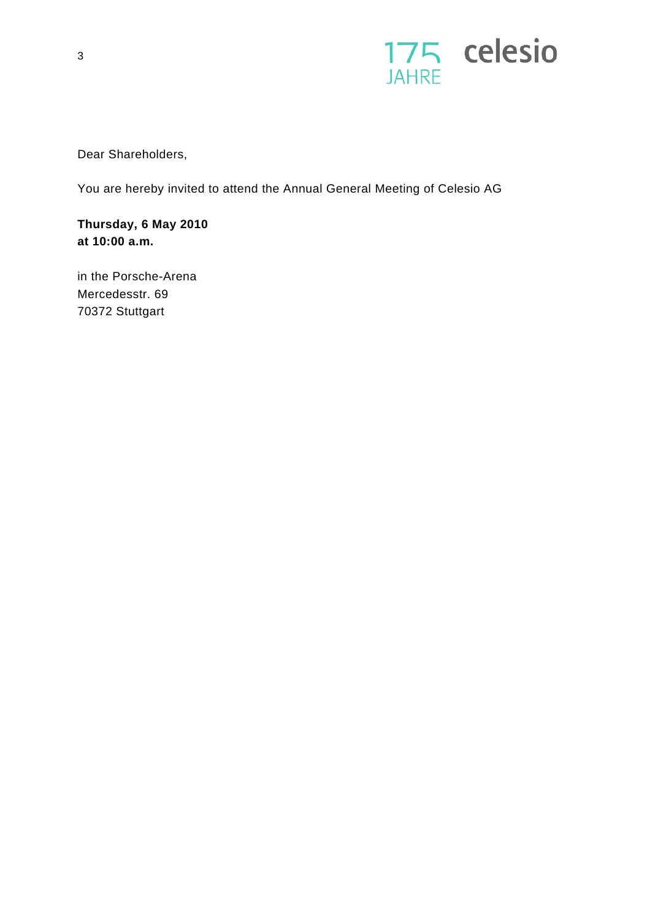Dear Shareholders,

You are hereby invited to attend the Annual General Meeting of Celesio AG

**Thursday, 6 May 2010**
**at 10:00 a.m.**

in the Porsche-Arena
Mercedesstr. 69
70372 Stuttgart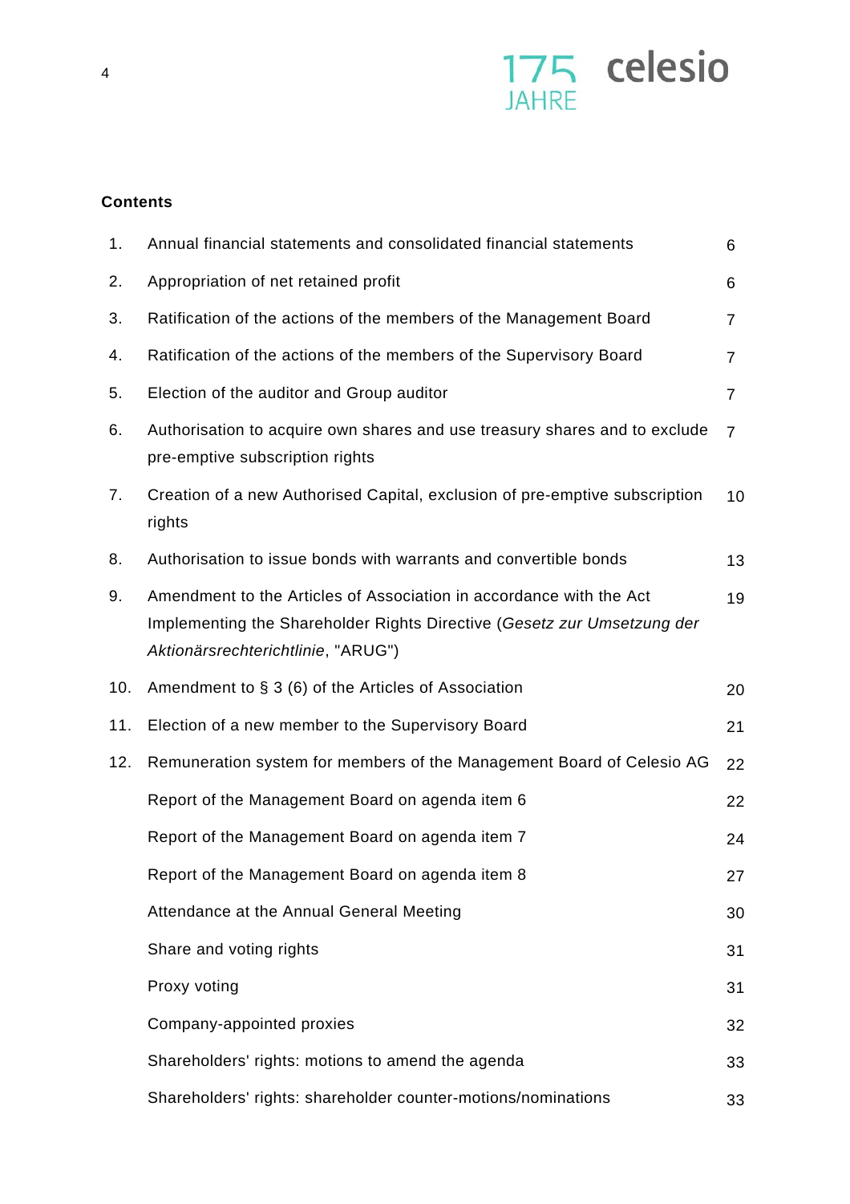## Contents

| | | |
|---|---|---|
| 1. | Annual financial statements and consolidated financial statements | 6 |
| 2. | Appropriation of net retained profit | 6 |
| 3. | Ratification of the actions of the members of the Management Board | 7 |
| 4. | Ratification of the actions of the members of the Supervisory Board | 7 |
| 5. | Election of the auditor and Group auditor | 7 |
| 6. | Authorisation to acquire own shares and use treasury shares and to exclude pre-emptive subscription rights | 7 |
| 7. | Creation of a new Authorised Capital, exclusion of pre-emptive subscription rights | 10 |
| 8. | Authorisation to issue bonds with warrants and convertible bonds | 13 |
| 9. | Amendment to the Articles of Association in accordance with the Act Implementing the Shareholder Rights Directive (*Gesetz zur Umsetzung der Aktionärsrechterichtlinie*, "ARUG") | 19 |
| 10. | Amendment to § 3 (6) of the Articles of Association | 20 |
| 11. | Election of a new member to the Supervisory Board | 21 |
| 12. | Remuneration system for members of the Management Board of Celesio AG | 22 |
| | Report of the Management Board on agenda item 6 | 22 |
| | Report of the Management Board on agenda item 7 | 24 |
| | Report of the Management Board on agenda item 8 | 27 |
| | Attendance at the Annual General Meeting | 30 |
| | Share and voting rights | 31 |
| | Proxy voting | 31 |
| | Company-appointed proxies | 32 |
| | Shareholders' rights: motions to amend the agenda | 33 |
| | Shareholders' rights: shareholder counter-motions/nominations | 33 |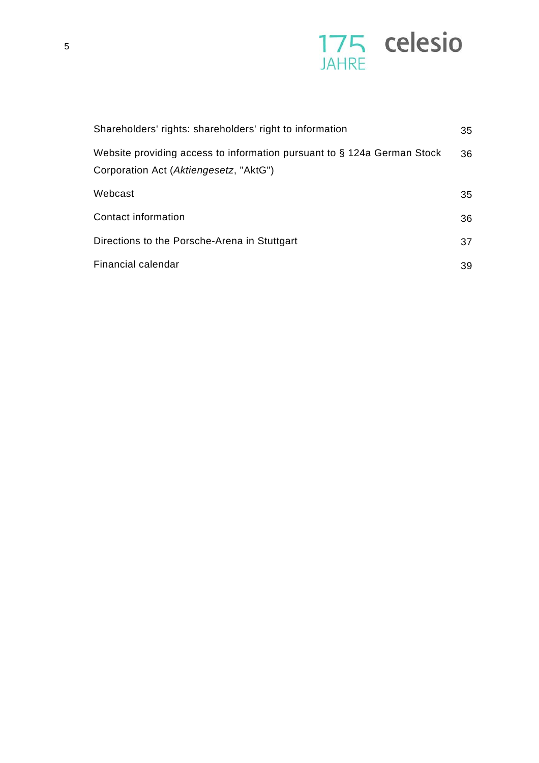| | |
|---|---|
| Shareholders' rights: shareholders' right to information | 35 |
| Website providing access to information pursuant to § 124a German Stock Corporation Act (*Aktiengesetz*, "AktG") | 36 |
| Webcast | 35 |
| Contact information | 36 |
| Directions to the Porsche-Arena in Stuttgart | 37 |
| Financial calendar | 39 |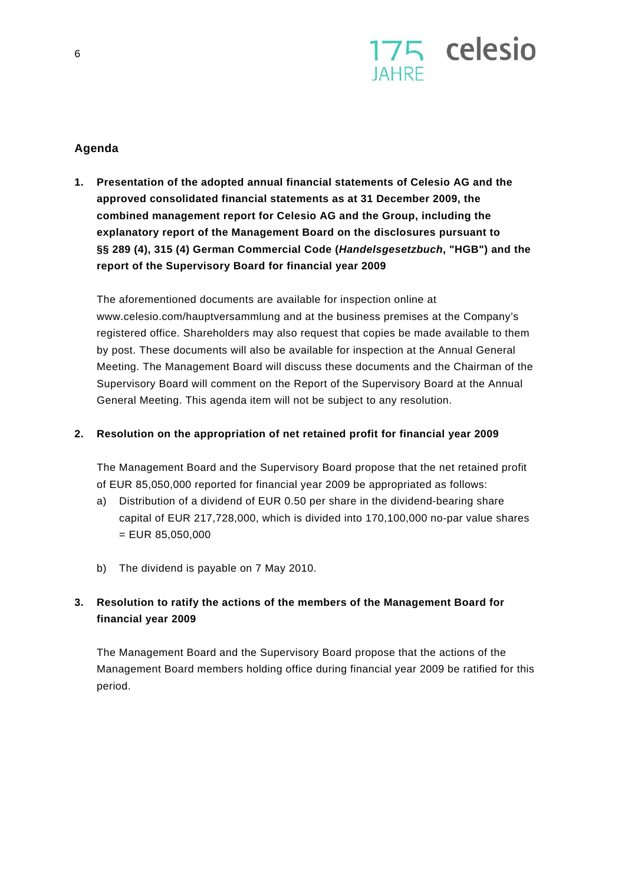## Agenda

**1. Presentation of the adopted annual financial statements of Celesio AG and the approved consolidated financial statements as at 31 December 2009, the combined management report for Celesio AG and the Group, including the explanatory report of the Management Board on the disclosures pursuant to §§ 289 (4), 315 (4) German Commercial Code (*Handelsgesetzbuch*, "HGB") and the report of the Supervisory Board for financial year 2009**

The aforementioned documents are available for inspection online at www.celesio.com/hauptversammlung and at the business premises at the Company's registered office. Shareholders may also request that copies be made available to them by post. These documents will also be available for inspection at the Annual General Meeting. The Management Board will discuss these documents and the Chairman of the Supervisory Board will comment on the Report of the Supervisory Board at the Annual General Meeting. This agenda item will not be subject to any resolution.

**2. Resolution on the appropriation of net retained profit for financial year 2009**

The Management Board and the Supervisory Board propose that the net retained profit of EUR 85,050,000 reported for financial year 2009 be appropriated as follows:

a) Distribution of a dividend of EUR 0.50 per share in the dividend-bearing share capital of EUR 217,728,000, which is divided into 170,100,000 no-par value shares = EUR 85,050,000

b) The dividend is payable on 7 May 2010.

**3. Resolution to ratify the actions of the members of the Management Board for financial year 2009**

The Management Board and the Supervisory Board propose that the actions of the Management Board members holding office during financial year 2009 be ratified for this period.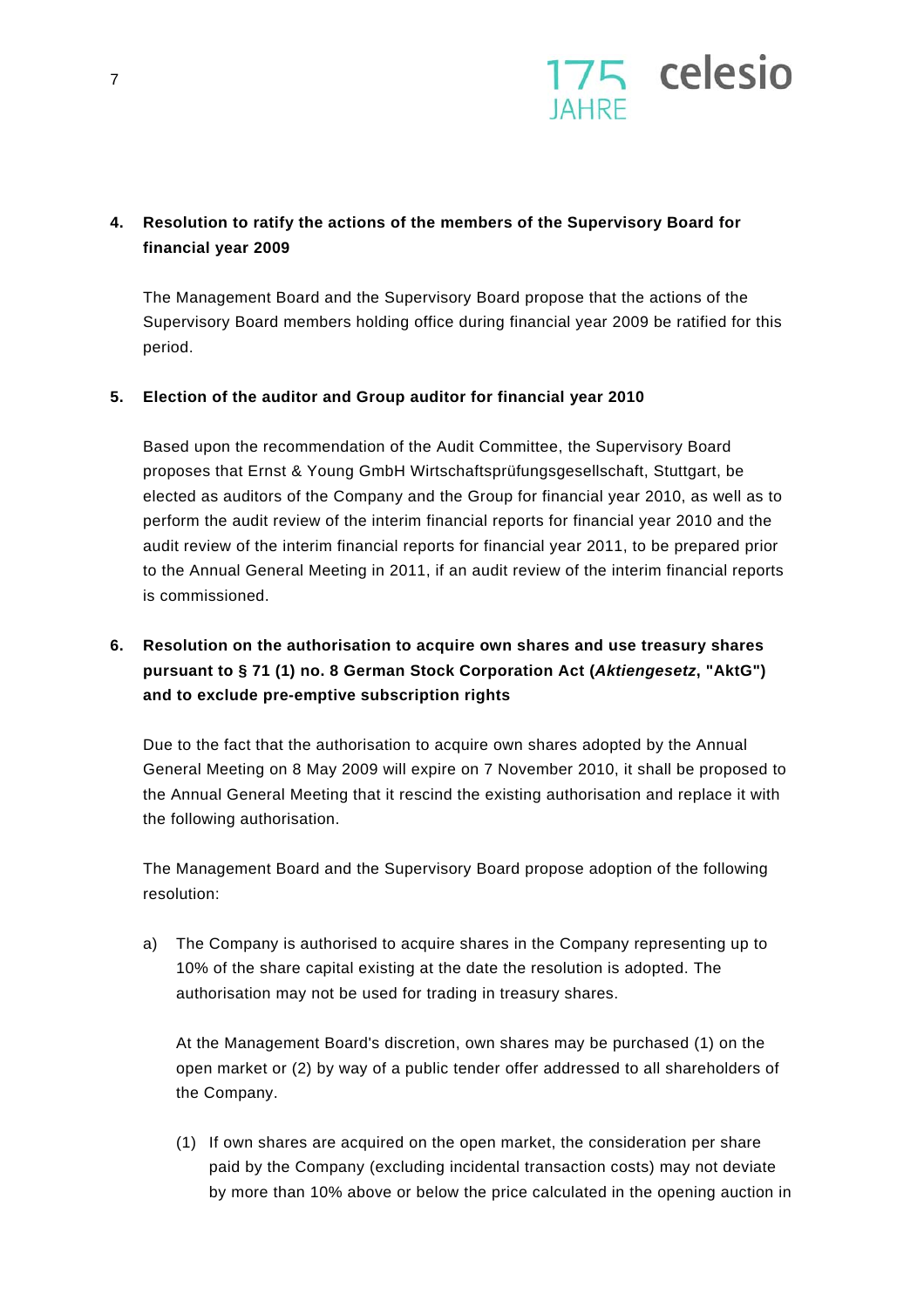**4. Resolution to ratify the actions of the members of the Supervisory Board for financial year 2009**

The Management Board and the Supervisory Board propose that the actions of the Supervisory Board members holding office during financial year 2009 be ratified for this period.

**5. Election of the auditor and Group auditor for financial year 2010**

Based upon the recommendation of the Audit Committee, the Supervisory Board proposes that Ernst & Young GmbH Wirtschaftsprüfungsgesellschaft, Stuttgart, be elected as auditors of the Company and the Group for financial year 2010, as well as to perform the audit review of the interim financial reports for financial year 2010 and the audit review of the interim financial reports for financial year 2011, to be prepared prior to the Annual General Meeting in 2011, if an audit review of the interim financial reports is commissioned.

**6. Resolution on the authorisation to acquire own shares and use treasury shares pursuant to § 71 (1) no. 8 German Stock Corporation Act (*Aktiengesetz*, "AktG") and to exclude pre-emptive subscription rights**

Due to the fact that the authorisation to acquire own shares adopted by the Annual General Meeting on 8 May 2009 will expire on 7 November 2010, it shall be proposed to the Annual General Meeting that it rescind the existing authorisation and replace it with the following authorisation.

The Management Board and the Supervisory Board propose adoption of the following resolution:

a) The Company is authorised to acquire shares in the Company representing up to 10% of the share capital existing at the date the resolution is adopted. The authorisation may not be used for trading in treasury shares.

   At the Management Board's discretion, own shares may be purchased (1) on the open market or (2) by way of a public tender offer addressed to all shareholders of the Company.

   (1) If own shares are acquired on the open market, the consideration per share paid by the Company (excluding incidental transaction costs) may not deviate by more than 10% above or below the price calculated in the opening auction in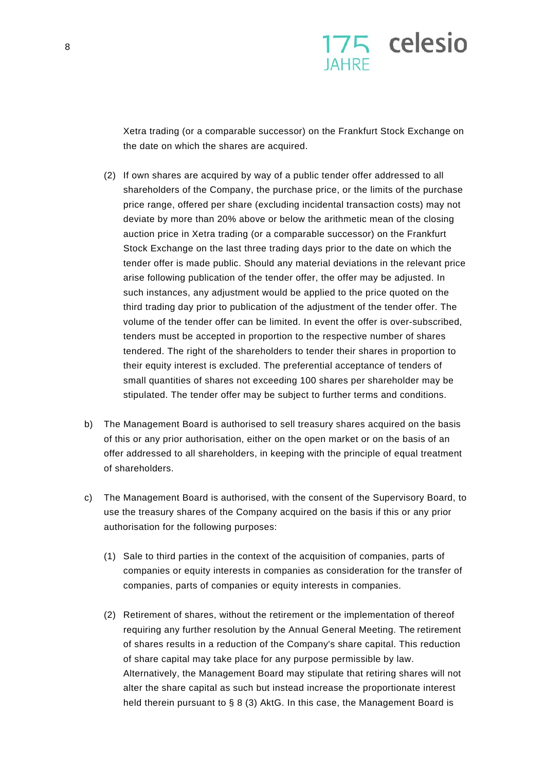Xetra trading (or a comparable successor) on the Frankfurt Stock Exchange on the date on which the shares are acquired.

(2) If own shares are acquired by way of a public tender offer addressed to all shareholders of the Company, the purchase price, or the limits of the purchase price range, offered per share (excluding incidental transaction costs) may not deviate by more than 20% above or below the arithmetic mean of the closing auction price in Xetra trading (or a comparable successor) on the Frankfurt Stock Exchange on the last three trading days prior to the date on which the tender offer is made public. Should any material deviations in the relevant price arise following publication of the tender offer, the offer may be adjusted. In such instances, any adjustment would be applied to the price quoted on the third trading day prior to publication of the adjustment of the tender offer. The volume of the tender offer can be limited. In event the offer is over-subscribed, tenders must be accepted in proportion to the respective number of shares tendered. The right of the shareholders to tender their shares in proportion to their equity interest is excluded. The preferential acceptance of tenders of small quantities of shares not exceeding 100 shares per shareholder may be stipulated. The tender offer may be subject to further terms and conditions.

b) The Management Board is authorised to sell treasury shares acquired on the basis of this or any prior authorisation, either on the open market or on the basis of an offer addressed to all shareholders, in keeping with the principle of equal treatment of shareholders.

c) The Management Board is authorised, with the consent of the Supervisory Board, to use the treasury shares of the Company acquired on the basis if this or any prior authorisation for the following purposes:

(1) Sale to third parties in the context of the acquisition of companies, parts of companies or equity interests in companies as consideration for the transfer of companies, parts of companies or equity interests in companies.

(2) Retirement of shares, without the retirement or the implementation of thereof requiring any further resolution by the Annual General Meeting. The retirement of shares results in a reduction of the Company's share capital. This reduction of share capital may take place for any purpose permissible by law. Alternatively, the Management Board may stipulate that retiring shares will not alter the share capital as such but instead increase the proportionate interest held therein pursuant to § 8 (3) AktG. In this case, the Management Board is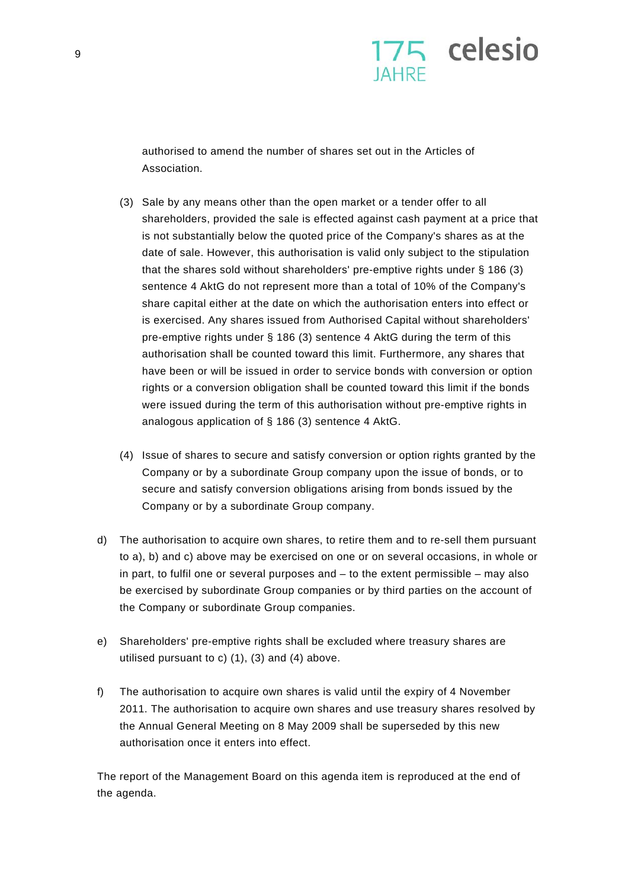authorised to amend the number of shares set out in the Articles of Association.

(3) Sale by any means other than the open market or a tender offer to all shareholders, provided the sale is effected against cash payment at a price that is not substantially below the quoted price of the Company's shares as at the date of sale. However, this authorisation is valid only subject to the stipulation that the shares sold without shareholders' pre-emptive rights under § 186 (3) sentence 4 AktG do not represent more than a total of 10% of the Company's share capital either at the date on which the authorisation enters into effect or is exercised. Any shares issued from Authorised Capital without shareholders' pre-emptive rights under § 186 (3) sentence 4 AktG during the term of this authorisation shall be counted toward this limit. Furthermore, any shares that have been or will be issued in order to service bonds with conversion or option rights or a conversion obligation shall be counted toward this limit if the bonds were issued during the term of this authorisation without pre-emptive rights in analogous application of § 186 (3) sentence 4 AktG.

(4) Issue of shares to secure and satisfy conversion or option rights granted by the Company or by a subordinate Group company upon the issue of bonds, or to secure and satisfy conversion obligations arising from bonds issued by the Company or by a subordinate Group company.

d) The authorisation to acquire own shares, to retire them and to re-sell them pursuant to a), b) and c) above may be exercised on one or on several occasions, in whole or in part, to fulfil one or several purposes and – to the extent permissible – may also be exercised by subordinate Group companies or by third parties on the account of the Company or subordinate Group companies.

e) Shareholders' pre-emptive rights shall be excluded where treasury shares are utilised pursuant to c) (1), (3) and (4) above.

f) The authorisation to acquire own shares is valid until the expiry of 4 November 2011. The authorisation to acquire own shares and use treasury shares resolved by the Annual General Meeting on 8 May 2009 shall be superseded by this new authorisation once it enters into effect.

The report of the Management Board on this agenda item is reproduced at the end of the agenda.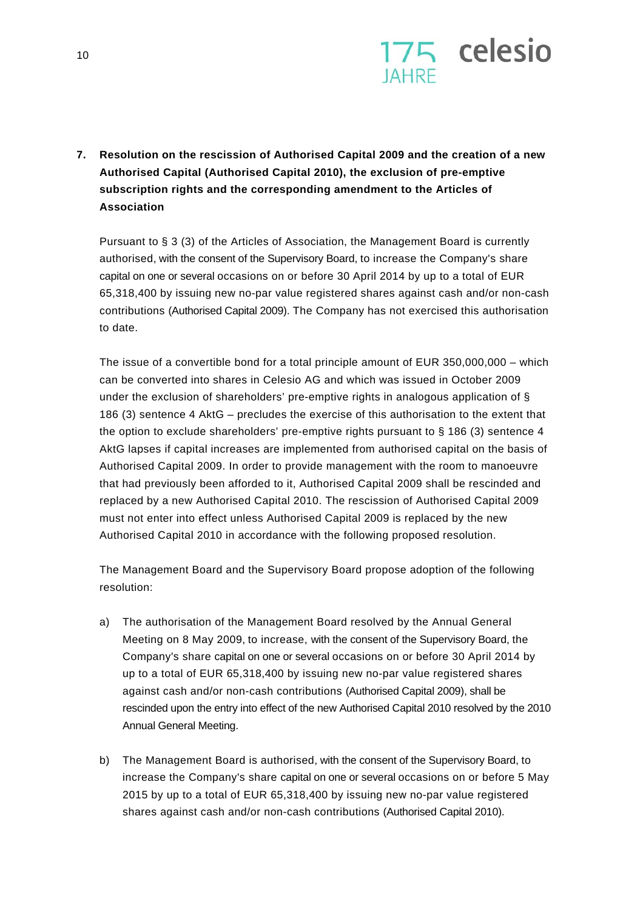**7. Resolution on the rescission of Authorised Capital 2009 and the creation of a new Authorised Capital (Authorised Capital 2010), the exclusion of pre-emptive subscription rights and the corresponding amendment to the Articles of Association**

Pursuant to § 3 (3) of the Articles of Association, the Management Board is currently authorised, with the consent of the Supervisory Board, to increase the Company's share capital on one or several occasions on or before 30 April 2014 by up to a total of EUR 65,318,400 by issuing new no-par value registered shares against cash and/or non-cash contributions (Authorised Capital 2009). The Company has not exercised this authorisation to date.

The issue of a convertible bond for a total principle amount of EUR 350,000,000 – which can be converted into shares in Celesio AG and which was issued in October 2009 under the exclusion of shareholders' pre-emptive rights in analogous application of § 186 (3) sentence 4 AktG – precludes the exercise of this authorisation to the extent that the option to exclude shareholders' pre-emptive rights pursuant to § 186 (3) sentence 4 AktG lapses if capital increases are implemented from authorised capital on the basis of Authorised Capital 2009. In order to provide management with the room to manoeuvre that had previously been afforded to it, Authorised Capital 2009 shall be rescinded and replaced by a new Authorised Capital 2010. The rescission of Authorised Capital 2009 must not enter into effect unless Authorised Capital 2009 is replaced by the new Authorised Capital 2010 in accordance with the following proposed resolution.

The Management Board and the Supervisory Board propose adoption of the following resolution:

a) The authorisation of the Management Board resolved by the Annual General Meeting on 8 May 2009, to increase, with the consent of the Supervisory Board, the Company's share capital on one or several occasions on or before 30 April 2014 by up to a total of EUR 65,318,400 by issuing new no-par value registered shares against cash and/or non-cash contributions (Authorised Capital 2009), shall be rescinded upon the entry into effect of the new Authorised Capital 2010 resolved by the 2010 Annual General Meeting.

b) The Management Board is authorised, with the consent of the Supervisory Board, to increase the Company's share capital on one or several occasions on or before 5 May 2015 by up to a total of EUR 65,318,400 by issuing new no-par value registered shares against cash and/or non-cash contributions (Authorised Capital 2010).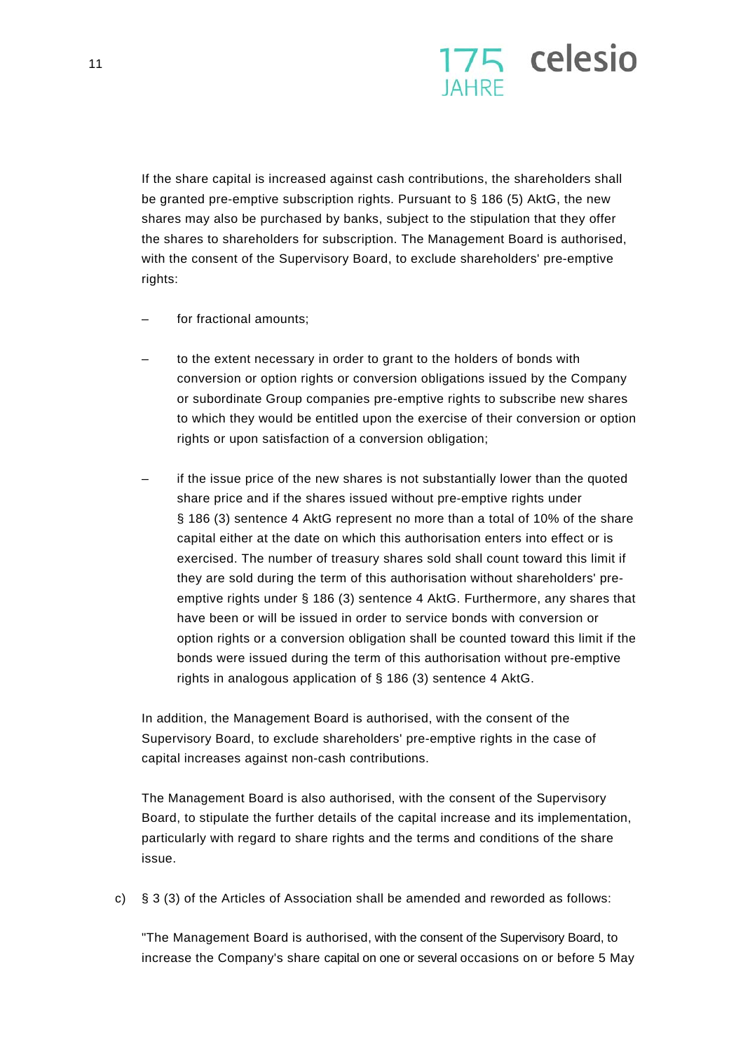If the share capital is increased against cash contributions, the shareholders shall be granted pre-emptive subscription rights. Pursuant to § 186 (5) AktG, the new shares may also be purchased by banks, subject to the stipulation that they offer the shares to shareholders for subscription. The Management Board is authorised, with the consent of the Supervisory Board, to exclude shareholders' pre-emptive rights:

– for fractional amounts;

– to the extent necessary in order to grant to the holders of bonds with conversion or option rights or conversion obligations issued by the Company or subordinate Group companies pre-emptive rights to subscribe new shares to which they would be entitled upon the exercise of their conversion or option rights or upon satisfaction of a conversion obligation;

– if the issue price of the new shares is not substantially lower than the quoted share price and if the shares issued without pre-emptive rights under § 186 (3) sentence 4 AktG represent no more than a total of 10% of the share capital either at the date on which this authorisation enters into effect or is exercised. The number of treasury shares sold shall count toward this limit if they are sold during the term of this authorisation without shareholders' pre-emptive rights under § 186 (3) sentence 4 AktG. Furthermore, any shares that have been or will be issued in order to service bonds with conversion or option rights or a conversion obligation shall be counted toward this limit if the bonds were issued during the term of this authorisation without pre-emptive rights in analogous application of § 186 (3) sentence 4 AktG.

In addition, the Management Board is authorised, with the consent of the Supervisory Board, to exclude shareholders' pre-emptive rights in the case of capital increases against non-cash contributions.

The Management Board is also authorised, with the consent of the Supervisory Board, to stipulate the further details of the capital increase and its implementation, particularly with regard to share rights and the terms and conditions of the share issue.

c) § 3 (3) of the Articles of Association shall be amended and reworded as follows:

"The Management Board is authorised, with the consent of the Supervisory Board, to increase the Company's share capital on one or several occasions on or before 5 May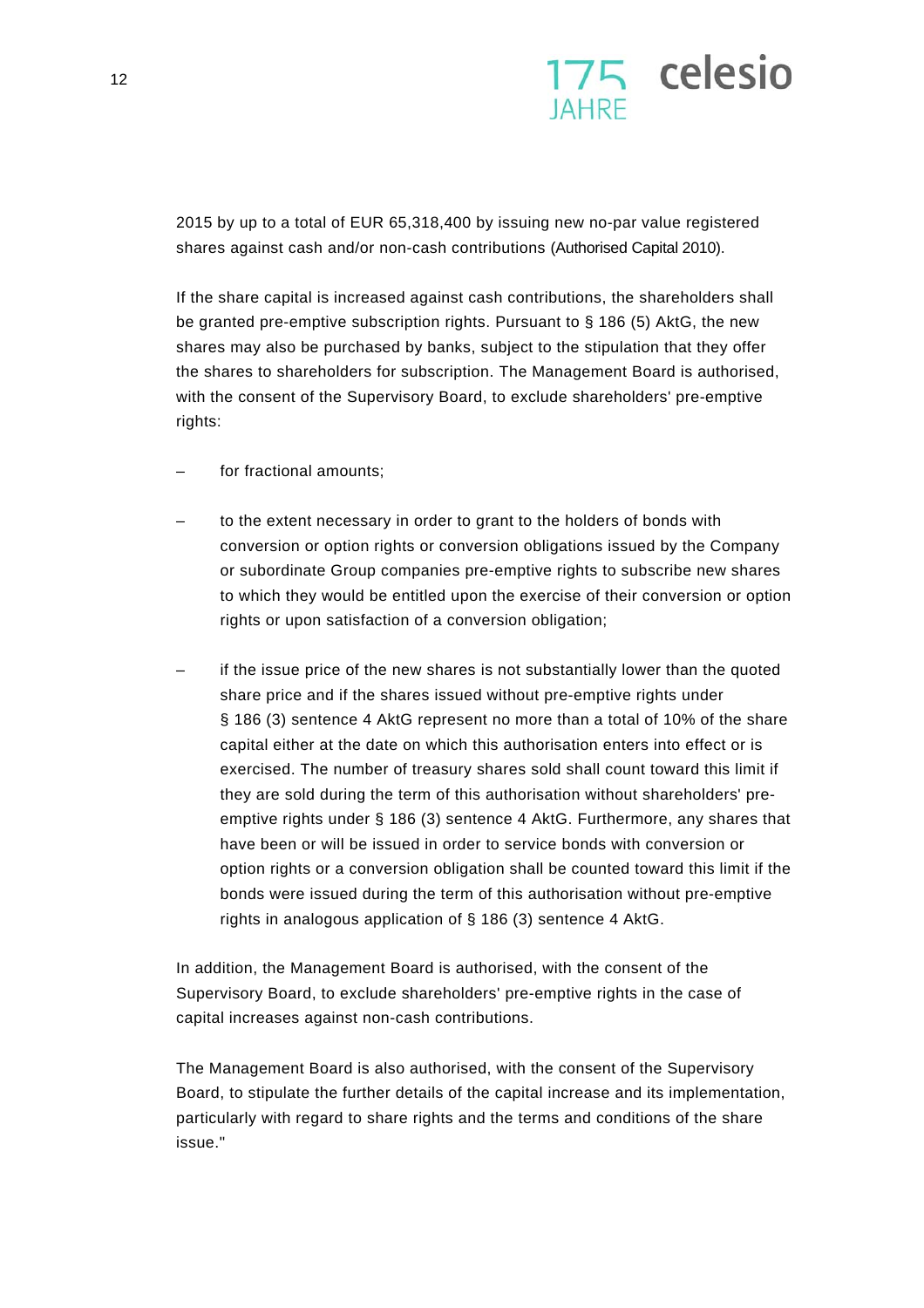2015 by up to a total of EUR 65,318,400 by issuing new no-par value registered shares against cash and/or non-cash contributions (Authorised Capital 2010).

If the share capital is increased against cash contributions, the shareholders shall be granted pre-emptive subscription rights. Pursuant to § 186 (5) AktG, the new shares may also be purchased by banks, subject to the stipulation that they offer the shares to shareholders for subscription. The Management Board is authorised, with the consent of the Supervisory Board, to exclude shareholders' pre-emptive rights:

– for fractional amounts;

– to the extent necessary in order to grant to the holders of bonds with conversion or option rights or conversion obligations issued by the Company or subordinate Group companies pre-emptive rights to subscribe new shares to which they would be entitled upon the exercise of their conversion or option rights or upon satisfaction of a conversion obligation;

– if the issue price of the new shares is not substantially lower than the quoted share price and if the shares issued without pre-emptive rights under § 186 (3) sentence 4 AktG represent no more than a total of 10% of the share capital either at the date on which this authorisation enters into effect or is exercised. The number of treasury shares sold shall count toward this limit if they are sold during the term of this authorisation without shareholders' pre-emptive rights under § 186 (3) sentence 4 AktG. Furthermore, any shares that have been or will be issued in order to service bonds with conversion or option rights or a conversion obligation shall be counted toward this limit if the bonds were issued during the term of this authorisation without pre-emptive rights in analogous application of § 186 (3) sentence 4 AktG.

In addition, the Management Board is authorised, with the consent of the Supervisory Board, to exclude shareholders' pre-emptive rights in the case of capital increases against non-cash contributions.

The Management Board is also authorised, with the consent of the Supervisory Board, to stipulate the further details of the capital increase and its implementation, particularly with regard to share rights and the terms and conditions of the share issue."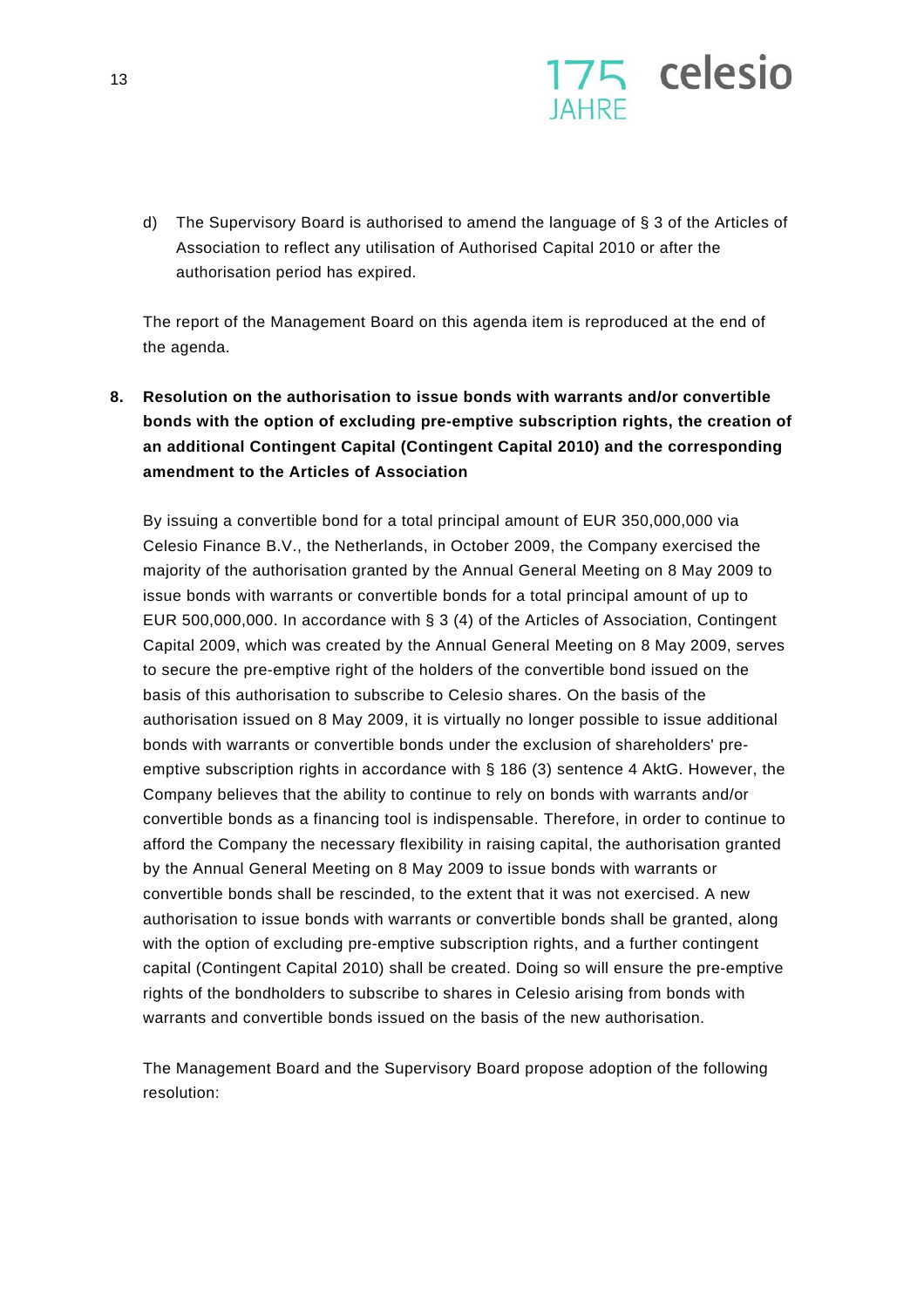d) The Supervisory Board is authorised to amend the language of § 3 of the Articles of Association to reflect any utilisation of Authorised Capital 2010 or after the authorisation period has expired.

The report of the Management Board on this agenda item is reproduced at the end of the agenda.

**8. Resolution on the authorisation to issue bonds with warrants and/or convertible bonds with the option of excluding pre-emptive subscription rights, the creation of an additional Contingent Capital (Contingent Capital 2010) and the corresponding amendment to the Articles of Association**

By issuing a convertible bond for a total principal amount of EUR 350,000,000 via Celesio Finance B.V., the Netherlands, in October 2009, the Company exercised the majority of the authorisation granted by the Annual General Meeting on 8 May 2009 to issue bonds with warrants or convertible bonds for a total principal amount of up to EUR 500,000,000. In accordance with § 3 (4) of the Articles of Association, Contingent Capital 2009, which was created by the Annual General Meeting on 8 May 2009, serves to secure the pre-emptive right of the holders of the convertible bond issued on the basis of this authorisation to subscribe to Celesio shares. On the basis of the authorisation issued on 8 May 2009, it is virtually no longer possible to issue additional bonds with warrants or convertible bonds under the exclusion of shareholders' pre-emptive subscription rights in accordance with § 186 (3) sentence 4 AktG. However, the Company believes that the ability to continue to rely on bonds with warrants and/or convertible bonds as a financing tool is indispensable. Therefore, in order to continue to afford the Company the necessary flexibility in raising capital, the authorisation granted by the Annual General Meeting on 8 May 2009 to issue bonds with warrants or convertible bonds shall be rescinded, to the extent that it was not exercised. A new authorisation to issue bonds with warrants or convertible bonds shall be granted, along with the option of excluding pre-emptive subscription rights, and a further contingent capital (Contingent Capital 2010) shall be created. Doing so will ensure the pre-emptive rights of the bondholders to subscribe to shares in Celesio arising from bonds with warrants and convertible bonds issued on the basis of the new authorisation.

The Management Board and the Supervisory Board propose adoption of the following resolution: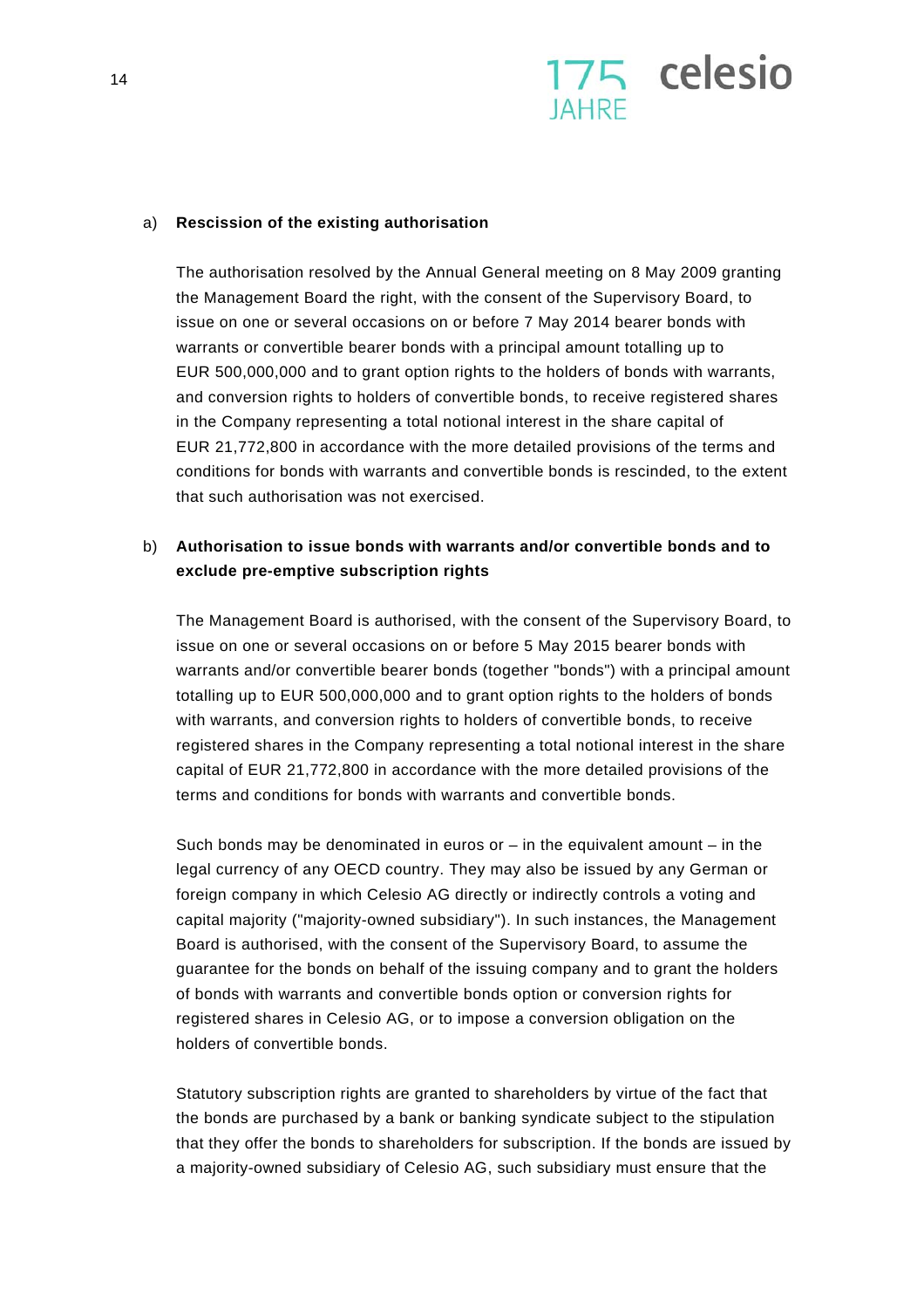a) **Rescission of the existing authorisation**

The authorisation resolved by the Annual General meeting on 8 May 2009 granting the Management Board the right, with the consent of the Supervisory Board, to issue on one or several occasions on or before 7 May 2014 bearer bonds with warrants or convertible bearer bonds with a principal amount totalling up to EUR 500,000,000 and to grant option rights to the holders of bonds with warrants, and conversion rights to holders of convertible bonds, to receive registered shares in the Company representing a total notional interest in the share capital of EUR 21,772,800 in accordance with the more detailed provisions of the terms and conditions for bonds with warrants and convertible bonds is rescinded, to the extent that such authorisation was not exercised.

b) **Authorisation to issue bonds with warrants and/or convertible bonds and to exclude pre-emptive subscription rights**

The Management Board is authorised, with the consent of the Supervisory Board, to issue on one or several occasions on or before 5 May 2015 bearer bonds with warrants and/or convertible bearer bonds (together "bonds") with a principal amount totalling up to EUR 500,000,000 and to grant option rights to the holders of bonds with warrants, and conversion rights to holders of convertible bonds, to receive registered shares in the Company representing a total notional interest in the share capital of EUR 21,772,800 in accordance with the more detailed provisions of the terms and conditions for bonds with warrants and convertible bonds.

Such bonds may be denominated in euros or – in the equivalent amount – in the legal currency of any OECD country. They may also be issued by any German or foreign company in which Celesio AG directly or indirectly controls a voting and capital majority ("majority-owned subsidiary"). In such instances, the Management Board is authorised, with the consent of the Supervisory Board, to assume the guarantee for the bonds on behalf of the issuing company and to grant the holders of bonds with warrants and convertible bonds option or conversion rights for registered shares in Celesio AG, or to impose a conversion obligation on the holders of convertible bonds.

Statutory subscription rights are granted to shareholders by virtue of the fact that the bonds are purchased by a bank or banking syndicate subject to the stipulation that they offer the bonds to shareholders for subscription. If the bonds are issued by a majority-owned subsidiary of Celesio AG, such subsidiary must ensure that the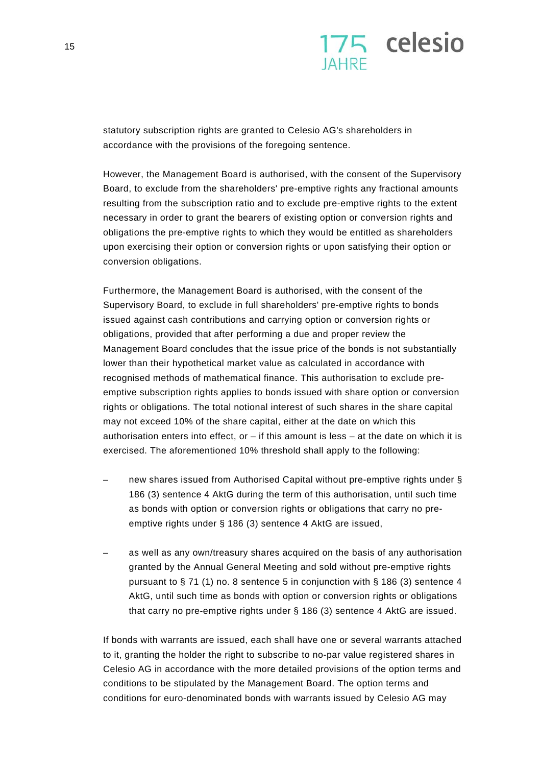statutory subscription rights are granted to Celesio AG's shareholders in accordance with the provisions of the foregoing sentence.

However, the Management Board is authorised, with the consent of the Supervisory Board, to exclude from the shareholders' pre-emptive rights any fractional amounts resulting from the subscription ratio and to exclude pre-emptive rights to the extent necessary in order to grant the bearers of existing option or conversion rights and obligations the pre-emptive rights to which they would be entitled as shareholders upon exercising their option or conversion rights or upon satisfying their option or conversion obligations.

Furthermore, the Management Board is authorised, with the consent of the Supervisory Board, to exclude in full shareholders' pre-emptive rights to bonds issued against cash contributions and carrying option or conversion rights or obligations, provided that after performing a due and proper review the Management Board concludes that the issue price of the bonds is not substantially lower than their hypothetical market value as calculated in accordance with recognised methods of mathematical finance. This authorisation to exclude pre-emptive subscription rights applies to bonds issued with share option or conversion rights or obligations. The total notional interest of such shares in the share capital may not exceed 10% of the share capital, either at the date on which this authorisation enters into effect, or – if this amount is less – at the date on which it is exercised. The aforementioned 10% threshold shall apply to the following:

– new shares issued from Authorised Capital without pre-emptive rights under § 186 (3) sentence 4 AktG during the term of this authorisation, until such time as bonds with option or conversion rights or obligations that carry no pre-emptive rights under § 186 (3) sentence 4 AktG are issued,

– as well as any own/treasury shares acquired on the basis of any authorisation granted by the Annual General Meeting and sold without pre-emptive rights pursuant to § 71 (1) no. 8 sentence 5 in conjunction with § 186 (3) sentence 4 AktG, until such time as bonds with option or conversion rights or obligations that carry no pre-emptive rights under § 186 (3) sentence 4 AktG are issued.

If bonds with warrants are issued, each shall have one or several warrants attached to it, granting the holder the right to subscribe to no-par value registered shares in Celesio AG in accordance with the more detailed provisions of the option terms and conditions to be stipulated by the Management Board. The option terms and conditions for euro-denominated bonds with warrants issued by Celesio AG may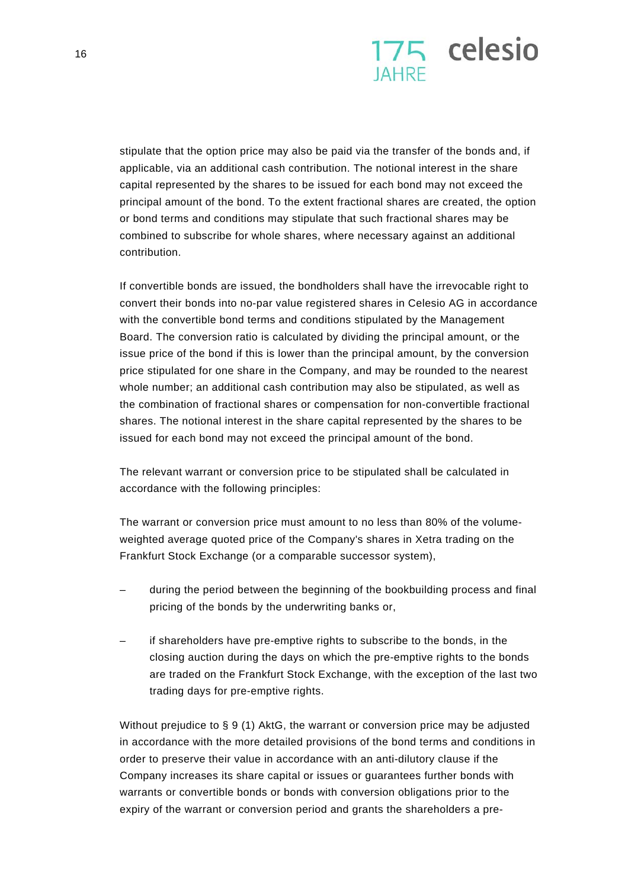stipulate that the option price may also be paid via the transfer of the bonds and, if applicable, via an additional cash contribution. The notional interest in the share capital represented by the shares to be issued for each bond may not exceed the principal amount of the bond. To the extent fractional shares are created, the option or bond terms and conditions may stipulate that such fractional shares may be combined to subscribe for whole shares, where necessary against an additional contribution.

If convertible bonds are issued, the bondholders shall have the irrevocable right to convert their bonds into no-par value registered shares in Celesio AG in accordance with the convertible bond terms and conditions stipulated by the Management Board. The conversion ratio is calculated by dividing the principal amount, or the issue price of the bond if this is lower than the principal amount, by the conversion price stipulated for one share in the Company, and may be rounded to the nearest whole number; an additional cash contribution may also be stipulated, as well as the combination of fractional shares or compensation for non-convertible fractional shares. The notional interest in the share capital represented by the shares to be issued for each bond may not exceed the principal amount of the bond.

The relevant warrant or conversion price to be stipulated shall be calculated in accordance with the following principles:

The warrant or conversion price must amount to no less than 80% of the volume-weighted average quoted price of the Company's shares in Xetra trading on the Frankfurt Stock Exchange (or a comparable successor system),

- during the period between the beginning of the bookbuilding process and final pricing of the bonds by the underwriting banks or,

- if shareholders have pre-emptive rights to subscribe to the bonds, in the closing auction during the days on which the pre-emptive rights to the bonds are traded on the Frankfurt Stock Exchange, with the exception of the last two trading days for pre-emptive rights.

Without prejudice to § 9 (1) AktG, the warrant or conversion price may be adjusted in accordance with the more detailed provisions of the bond terms and conditions in order to preserve their value in accordance with an anti-dilutory clause if the Company increases its share capital or issues or guarantees further bonds with warrants or convertible bonds or bonds with conversion obligations prior to the expiry of the warrant or conversion period and grants the shareholders a pre-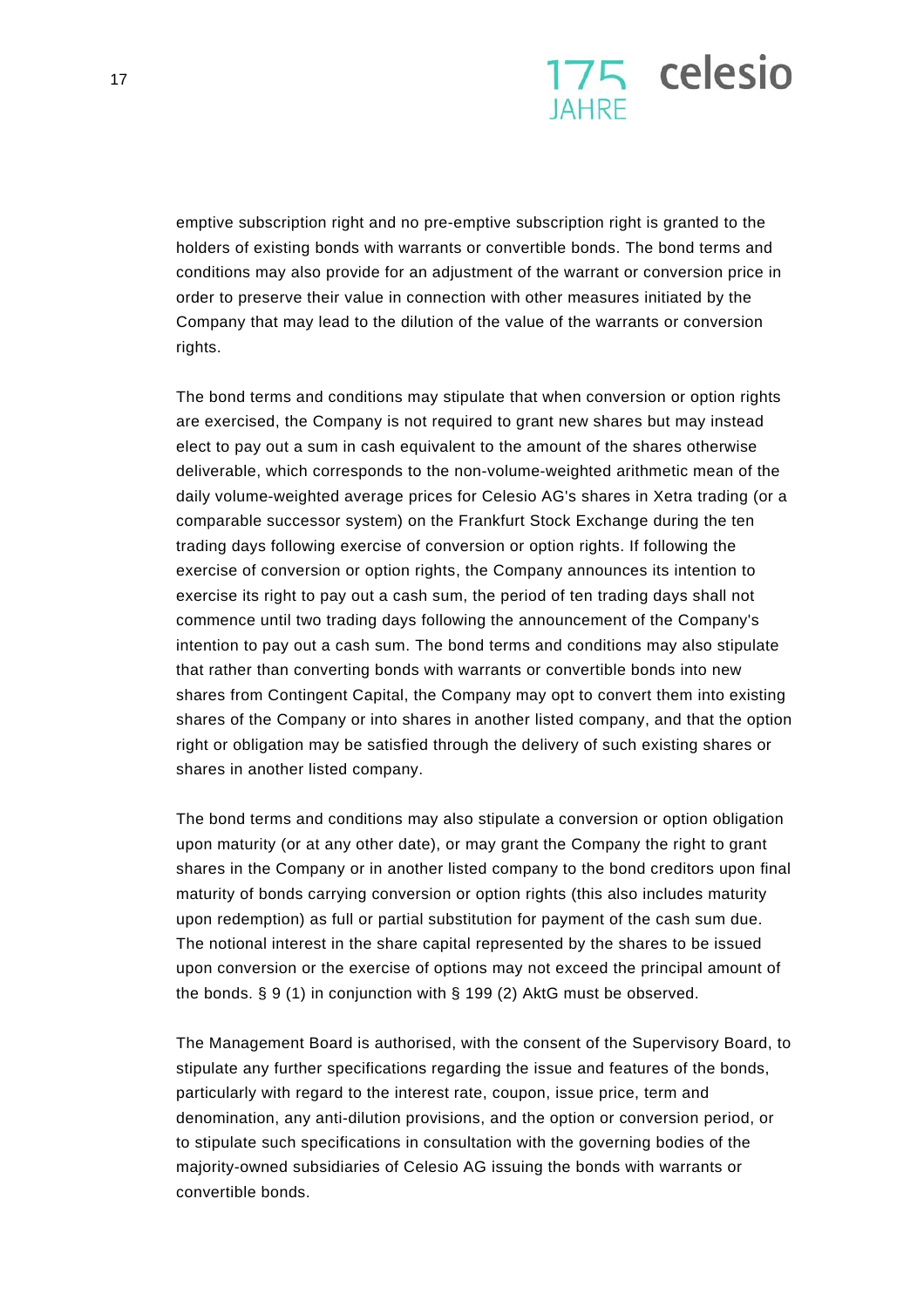emptive subscription right and no pre-emptive subscription right is granted to the holders of existing bonds with warrants or convertible bonds. The bond terms and conditions may also provide for an adjustment of the warrant or conversion price in order to preserve their value in connection with other measures initiated by the Company that may lead to the dilution of the value of the warrants or conversion rights.

The bond terms and conditions may stipulate that when conversion or option rights are exercised, the Company is not required to grant new shares but may instead elect to pay out a sum in cash equivalent to the amount of the shares otherwise deliverable, which corresponds to the non-volume-weighted arithmetic mean of the daily volume-weighted average prices for Celesio AG's shares in Xetra trading (or a comparable successor system) on the Frankfurt Stock Exchange during the ten trading days following exercise of conversion or option rights. If following the exercise of conversion or option rights, the Company announces its intention to exercise its right to pay out a cash sum, the period of ten trading days shall not commence until two trading days following the announcement of the Company's intention to pay out a cash sum. The bond terms and conditions may also stipulate that rather than converting bonds with warrants or convertible bonds into new shares from Contingent Capital, the Company may opt to convert them into existing shares of the Company or into shares in another listed company, and that the option right or obligation may be satisfied through the delivery of such existing shares or shares in another listed company.

The bond terms and conditions may also stipulate a conversion or option obligation upon maturity (or at any other date), or may grant the Company the right to grant shares in the Company or in another listed company to the bond creditors upon final maturity of bonds carrying conversion or option rights (this also includes maturity upon redemption) as full or partial substitution for payment of the cash sum due. The notional interest in the share capital represented by the shares to be issued upon conversion or the exercise of options may not exceed the principal amount of the bonds. § 9 (1) in conjunction with § 199 (2) AktG must be observed.

The Management Board is authorised, with the consent of the Supervisory Board, to stipulate any further specifications regarding the issue and features of the bonds, particularly with regard to the interest rate, coupon, issue price, term and denomination, any anti-dilution provisions, and the option or conversion period, or to stipulate such specifications in consultation with the governing bodies of the majority-owned subsidiaries of Celesio AG issuing the bonds with warrants or convertible bonds.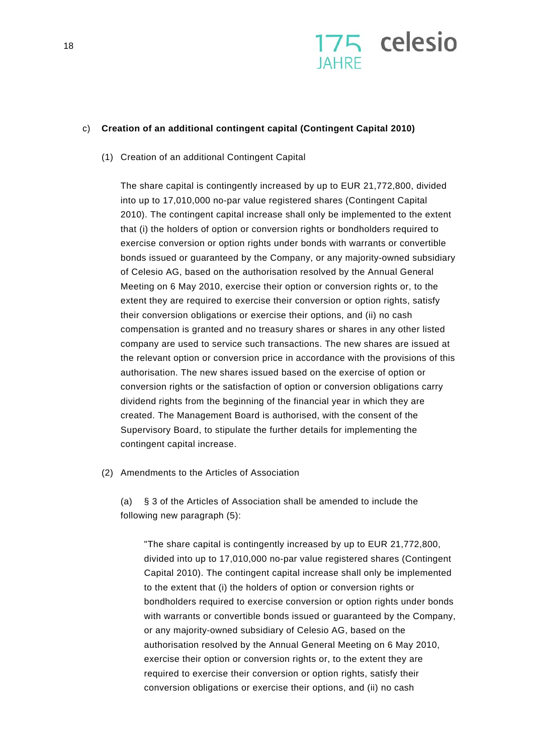c) **Creation of an additional contingent capital (Contingent Capital 2010)**

(1) Creation of an additional Contingent Capital

The share capital is contingently increased by up to EUR 21,772,800, divided into up to 17,010,000 no-par value registered shares (Contingent Capital 2010). The contingent capital increase shall only be implemented to the extent that (i) the holders of option or conversion rights or bondholders required to exercise conversion or option rights under bonds with warrants or convertible bonds issued or guaranteed by the Company, or any majority-owned subsidiary of Celesio AG, based on the authorisation resolved by the Annual General Meeting on 6 May 2010, exercise their option or conversion rights or, to the extent they are required to exercise their conversion or option rights, satisfy their conversion obligations or exercise their options, and (ii) no cash compensation is granted and no treasury shares or shares in any other listed company are used to service such transactions. The new shares are issued at the relevant option or conversion price in accordance with the provisions of this authorisation. The new shares issued based on the exercise of option or conversion rights or the satisfaction of option or conversion obligations carry dividend rights from the beginning of the financial year in which they are created. The Management Board is authorised, with the consent of the Supervisory Board, to stipulate the further details for implementing the contingent capital increase.

(2) Amendments to the Articles of Association

(a) § 3 of the Articles of Association shall be amended to include the following new paragraph (5):

"The share capital is contingently increased by up to EUR 21,772,800, divided into up to 17,010,000 no-par value registered shares (Contingent Capital 2010). The contingent capital increase shall only be implemented to the extent that (i) the holders of option or conversion rights or bondholders required to exercise conversion or option rights under bonds with warrants or convertible bonds issued or guaranteed by the Company, or any majority-owned subsidiary of Celesio AG, based on the authorisation resolved by the Annual General Meeting on 6 May 2010, exercise their option or conversion rights or, to the extent they are required to exercise their conversion or option rights, satisfy their conversion obligations or exercise their options, and (ii) no cash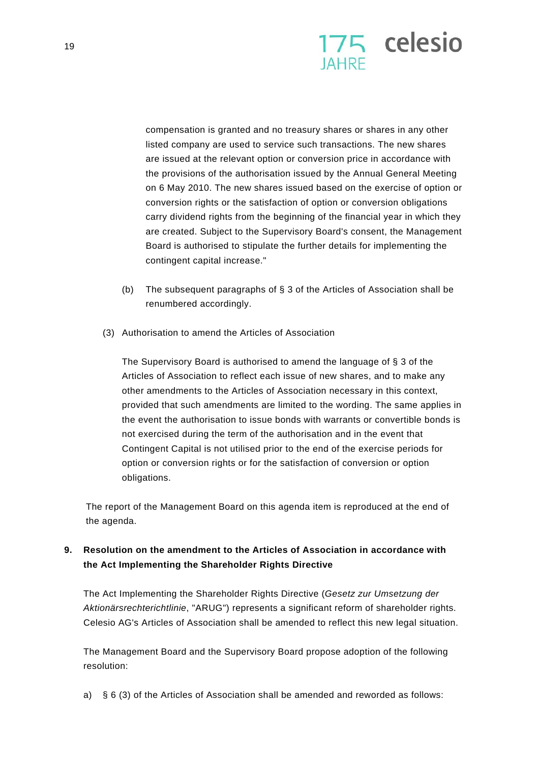compensation is granted and no treasury shares or shares in any other listed company are used to service such transactions. The new shares are issued at the relevant option or conversion price in accordance with the provisions of the authorisation issued by the Annual General Meeting on 6 May 2010. The new shares issued based on the exercise of option or conversion rights or the satisfaction of option or conversion obligations carry dividend rights from the beginning of the financial year in which they are created. Subject to the Supervisory Board's consent, the Management Board is authorised to stipulate the further details for implementing the contingent capital increase."

(b) The subsequent paragraphs of § 3 of the Articles of Association shall be renumbered accordingly.

(3) Authorisation to amend the Articles of Association

The Supervisory Board is authorised to amend the language of § 3 of the Articles of Association to reflect each issue of new shares, and to make any other amendments to the Articles of Association necessary in this context, provided that such amendments are limited to the wording. The same applies in the event the authorisation to issue bonds with warrants or convertible bonds is not exercised during the term of the authorisation and in the event that Contingent Capital is not utilised prior to the end of the exercise periods for option or conversion rights or for the satisfaction of conversion or option obligations.

The report of the Management Board on this agenda item is reproduced at the end of the agenda.

**9. Resolution on the amendment to the Articles of Association in accordance with the Act Implementing the Shareholder Rights Directive**

The Act Implementing the Shareholder Rights Directive (*Gesetz zur Umsetzung der Aktionärsrechterichtlinie*, "ARUG") represents a significant reform of shareholder rights. Celesio AG's Articles of Association shall be amended to reflect this new legal situation.

The Management Board and the Supervisory Board propose adoption of the following resolution:

a) § 6 (3) of the Articles of Association shall be amended and reworded as follows: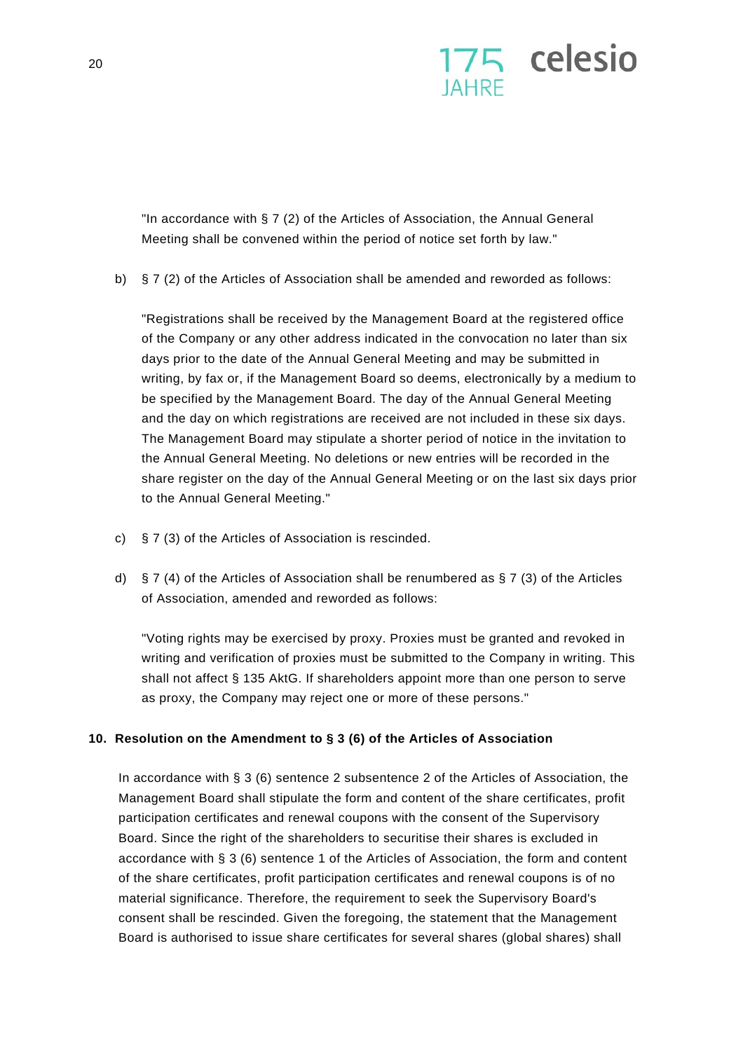"In accordance with § 7 (2) of the Articles of Association, the Annual General Meeting shall be convened within the period of notice set forth by law."

b) § 7 (2) of the Articles of Association shall be amended and reworded as follows:

"Registrations shall be received by the Management Board at the registered office of the Company or any other address indicated in the convocation no later than six days prior to the date of the Annual General Meeting and may be submitted in writing, by fax or, if the Management Board so deems, electronically by a medium to be specified by the Management Board. The day of the Annual General Meeting and the day on which registrations are received are not included in these six days. The Management Board may stipulate a shorter period of notice in the invitation to the Annual General Meeting. No deletions or new entries will be recorded in the share register on the day of the Annual General Meeting or on the last six days prior to the Annual General Meeting."

c) § 7 (3) of the Articles of Association is rescinded.

d) § 7 (4) of the Articles of Association shall be renumbered as § 7 (3) of the Articles of Association, amended and reworded as follows:

"Voting rights may be exercised by proxy. Proxies must be granted and revoked in writing and verification of proxies must be submitted to the Company in writing. This shall not affect § 135 AktG. If shareholders appoint more than one person to serve as proxy, the Company may reject one or more of these persons."

**10. Resolution on the Amendment to § 3 (6) of the Articles of Association**

In accordance with § 3 (6) sentence 2 subsentence 2 of the Articles of Association, the Management Board shall stipulate the form and content of the share certificates, profit participation certificates and renewal coupons with the consent of the Supervisory Board. Since the right of the shareholders to securitise their shares is excluded in accordance with § 3 (6) sentence 1 of the Articles of Association, the form and content of the share certificates, profit participation certificates and renewal coupons is of no material significance. Therefore, the requirement to seek the Supervisory Board's consent shall be rescinded. Given the foregoing, the statement that the Management Board is authorised to issue share certificates for several shares (global shares) shall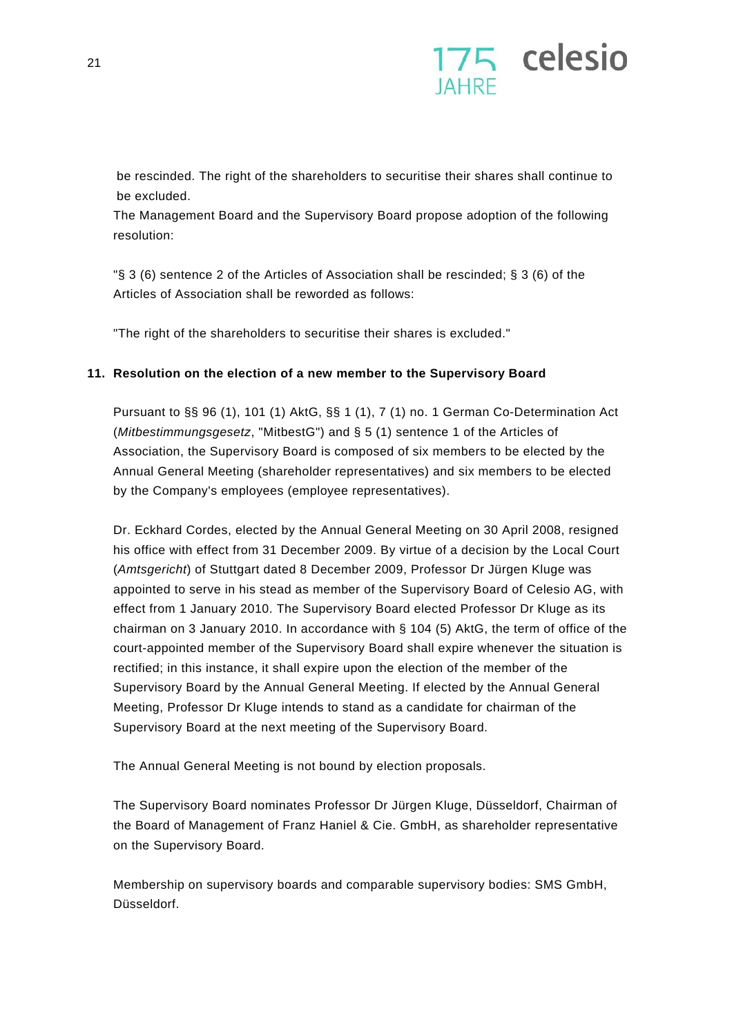be rescinded. The right of the shareholders to securitise their shares shall continue to be excluded.

The Management Board and the Supervisory Board propose adoption of the following resolution:

"§ 3 (6) sentence 2 of the Articles of Association shall be rescinded; § 3 (6) of the Articles of Association shall be reworded as follows:

"The right of the shareholders to securitise their shares is excluded."

**11. Resolution on the election of a new member to the Supervisory Board**

Pursuant to §§ 96 (1), 101 (1) AktG, §§ 1 (1), 7 (1) no. 1 German Co-Determination Act (*Mitbestimmungsgesetz*, "MitbestG") and § 5 (1) sentence 1 of the Articles of Association, the Supervisory Board is composed of six members to be elected by the Annual General Meeting (shareholder representatives) and six members to be elected by the Company's employees (employee representatives).

Dr. Eckhard Cordes, elected by the Annual General Meeting on 30 April 2008, resigned his office with effect from 31 December 2009. By virtue of a decision by the Local Court (*Amtsgericht*) of Stuttgart dated 8 December 2009, Professor Dr Jürgen Kluge was appointed to serve in his stead as member of the Supervisory Board of Celesio AG, with effect from 1 January 2010. The Supervisory Board elected Professor Dr Kluge as its chairman on 3 January 2010. In accordance with § 104 (5) AktG, the term of office of the court-appointed member of the Supervisory Board shall expire whenever the situation is rectified; in this instance, it shall expire upon the election of the member of the Supervisory Board by the Annual General Meeting. If elected by the Annual General Meeting, Professor Dr Kluge intends to stand as a candidate for chairman of the Supervisory Board at the next meeting of the Supervisory Board.

The Annual General Meeting is not bound by election proposals.

The Supervisory Board nominates Professor Dr Jürgen Kluge, Düsseldorf, Chairman of the Board of Management of Franz Haniel & Cie. GmbH, as shareholder representative on the Supervisory Board.

Membership on supervisory boards and comparable supervisory bodies: SMS GmbH, Düsseldorf.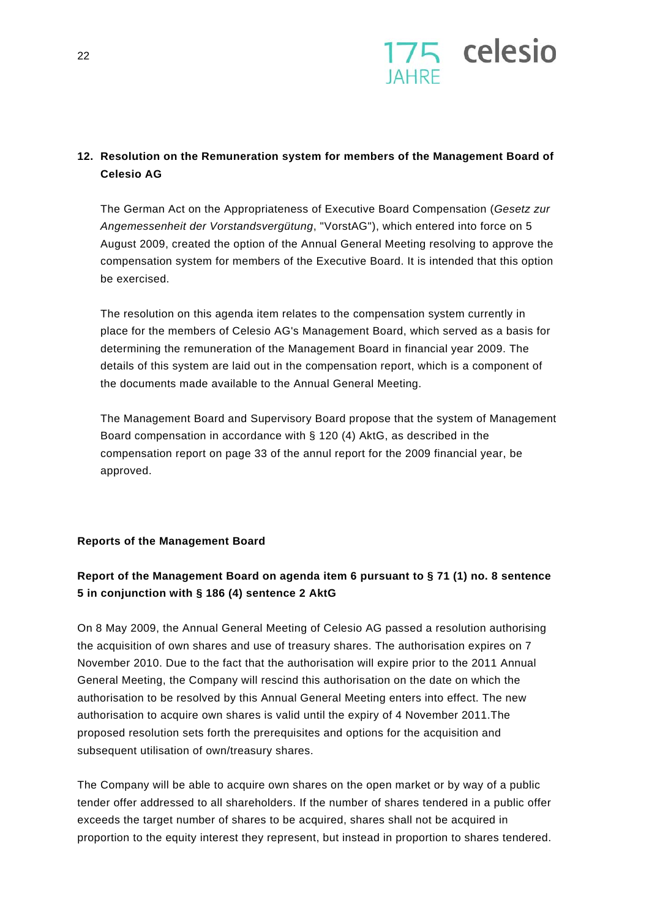**12. Resolution on the Remuneration system for members of the Management Board of Celesio AG**

The German Act on the Appropriateness of Executive Board Compensation (*Gesetz zur Angemessenheit der Vorstandsvergütung*, "VorstAG"), which entered into force on 5 August 2009, created the option of the Annual General Meeting resolving to approve the compensation system for members of the Executive Board. It is intended that this option be exercised.

The resolution on this agenda item relates to the compensation system currently in place for the members of Celesio AG's Management Board, which served as a basis for determining the remuneration of the Management Board in financial year 2009. The details of this system are laid out in the compensation report, which is a component of the documents made available to the Annual General Meeting.

The Management Board and Supervisory Board propose that the system of Management Board compensation in accordance with § 120 (4) AktG, as described in the compensation report on page 33 of the annul report for the 2009 financial year, be approved.

**Reports of the Management Board**

**Report of the Management Board on agenda item 6 pursuant to § 71 (1) no. 8 sentence 5 in conjunction with § 186 (4) sentence 2 AktG**

On 8 May 2009, the Annual General Meeting of Celesio AG passed a resolution authorising the acquisition of own shares and use of treasury shares. The authorisation expires on 7 November 2010. Due to the fact that the authorisation will expire prior to the 2011 Annual General Meeting, the Company will rescind this authorisation on the date on which the authorisation to be resolved by this Annual General Meeting enters into effect. The new authorisation to acquire own shares is valid until the expiry of 4 November 2011.The proposed resolution sets forth the prerequisites and options for the acquisition and subsequent utilisation of own/treasury shares.

The Company will be able to acquire own shares on the open market or by way of a public tender offer addressed to all shareholders. If the number of shares tendered in a public offer exceeds the target number of shares to be acquired, shares shall not be acquired in proportion to the equity interest they represent, but instead in proportion to shares tendered.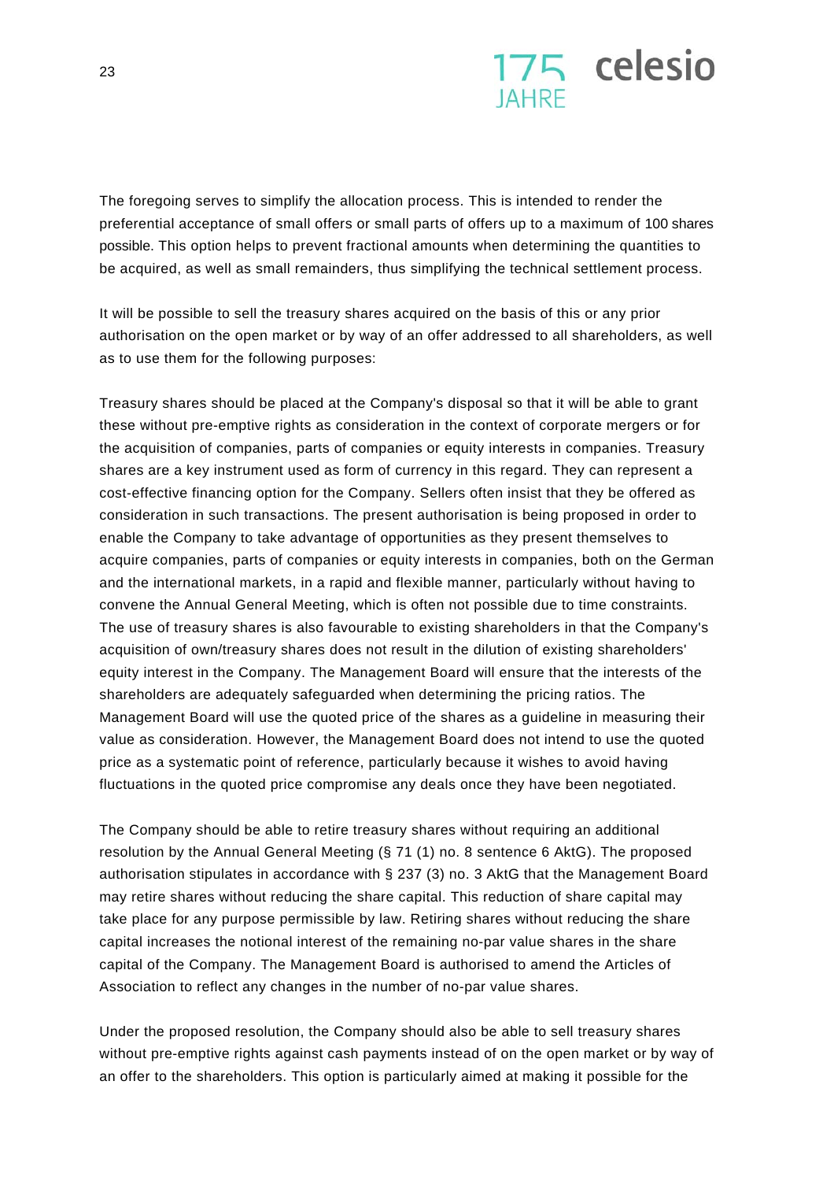The foregoing serves to simplify the allocation process. This is intended to render the preferential acceptance of small offers or small parts of offers up to a maximum of 100 shares possible. This option helps to prevent fractional amounts when determining the quantities to be acquired, as well as small remainders, thus simplifying the technical settlement process.

It will be possible to sell the treasury shares acquired on the basis of this or any prior authorisation on the open market or by way of an offer addressed to all shareholders, as well as to use them for the following purposes:

Treasury shares should be placed at the Company's disposal so that it will be able to grant these without pre-emptive rights as consideration in the context of corporate mergers or for the acquisition of companies, parts of companies or equity interests in companies. Treasury shares are a key instrument used as form of currency in this regard. They can represent a cost-effective financing option for the Company. Sellers often insist that they be offered as consideration in such transactions. The present authorisation is being proposed in order to enable the Company to take advantage of opportunities as they present themselves to acquire companies, parts of companies or equity interests in companies, both on the German and the international markets, in a rapid and flexible manner, particularly without having to convene the Annual General Meeting, which is often not possible due to time constraints. The use of treasury shares is also favourable to existing shareholders in that the Company's acquisition of own/treasury shares does not result in the dilution of existing shareholders' equity interest in the Company. The Management Board will ensure that the interests of the shareholders are adequately safeguarded when determining the pricing ratios. The Management Board will use the quoted price of the shares as a guideline in measuring their value as consideration. However, the Management Board does not intend to use the quoted price as a systematic point of reference, particularly because it wishes to avoid having fluctuations in the quoted price compromise any deals once they have been negotiated.

The Company should be able to retire treasury shares without requiring an additional resolution by the Annual General Meeting (§ 71 (1) no. 8 sentence 6 AktG). The proposed authorisation stipulates in accordance with § 237 (3) no. 3 AktG that the Management Board may retire shares without reducing the share capital. This reduction of share capital may take place for any purpose permissible by law. Retiring shares without reducing the share capital increases the notional interest of the remaining no-par value shares in the share capital of the Company. The Management Board is authorised to amend the Articles of Association to reflect any changes in the number of no-par value shares.

Under the proposed resolution, the Company should also be able to sell treasury shares without pre-emptive rights against cash payments instead of on the open market or by way of an offer to the shareholders. This option is particularly aimed at making it possible for the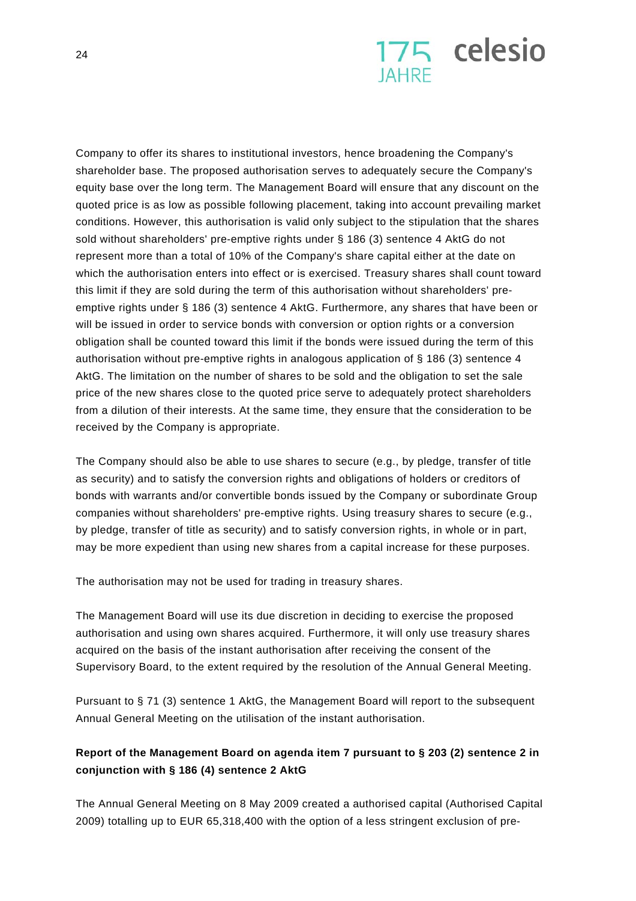Company to offer its shares to institutional investors, hence broadening the Company's shareholder base. The proposed authorisation serves to adequately secure the Company's equity base over the long term. The Management Board will ensure that any discount on the quoted price is as low as possible following placement, taking into account prevailing market conditions. However, this authorisation is valid only subject to the stipulation that the shares sold without shareholders' pre-emptive rights under § 186 (3) sentence 4 AktG do not represent more than a total of 10% of the Company's share capital either at the date on which the authorisation enters into effect or is exercised. Treasury shares shall count toward this limit if they are sold during the term of this authorisation without shareholders' pre-emptive rights under § 186 (3) sentence 4 AktG. Furthermore, any shares that have been or will be issued in order to service bonds with conversion or option rights or a conversion obligation shall be counted toward this limit if the bonds were issued during the term of this authorisation without pre-emptive rights in analogous application of § 186 (3) sentence 4 AktG. The limitation on the number of shares to be sold and the obligation to set the sale price of the new shares close to the quoted price serve to adequately protect shareholders from a dilution of their interests. At the same time, they ensure that the consideration to be received by the Company is appropriate.

The Company should also be able to use shares to secure (e.g., by pledge, transfer of title as security) and to satisfy the conversion rights and obligations of holders or creditors of bonds with warrants and/or convertible bonds issued by the Company or subordinate Group companies without shareholders' pre-emptive rights. Using treasury shares to secure (e.g., by pledge, transfer of title as security) and to satisfy conversion rights, in whole or in part, may be more expedient than using new shares from a capital increase for these purposes.

The authorisation may not be used for trading in treasury shares.

The Management Board will use its due discretion in deciding to exercise the proposed authorisation and using own shares acquired. Furthermore, it will only use treasury shares acquired on the basis of the instant authorisation after receiving the consent of the Supervisory Board, to the extent required by the resolution of the Annual General Meeting.

Pursuant to § 71 (3) sentence 1 AktG, the Management Board will report to the subsequent Annual General Meeting on the utilisation of the instant authorisation.

**Report of the Management Board on agenda item 7 pursuant to § 203 (2) sentence 2 in conjunction with § 186 (4) sentence 2 AktG**

The Annual General Meeting on 8 May 2009 created a authorised capital (Authorised Capital 2009) totalling up to EUR 65,318,400 with the option of a less stringent exclusion of pre-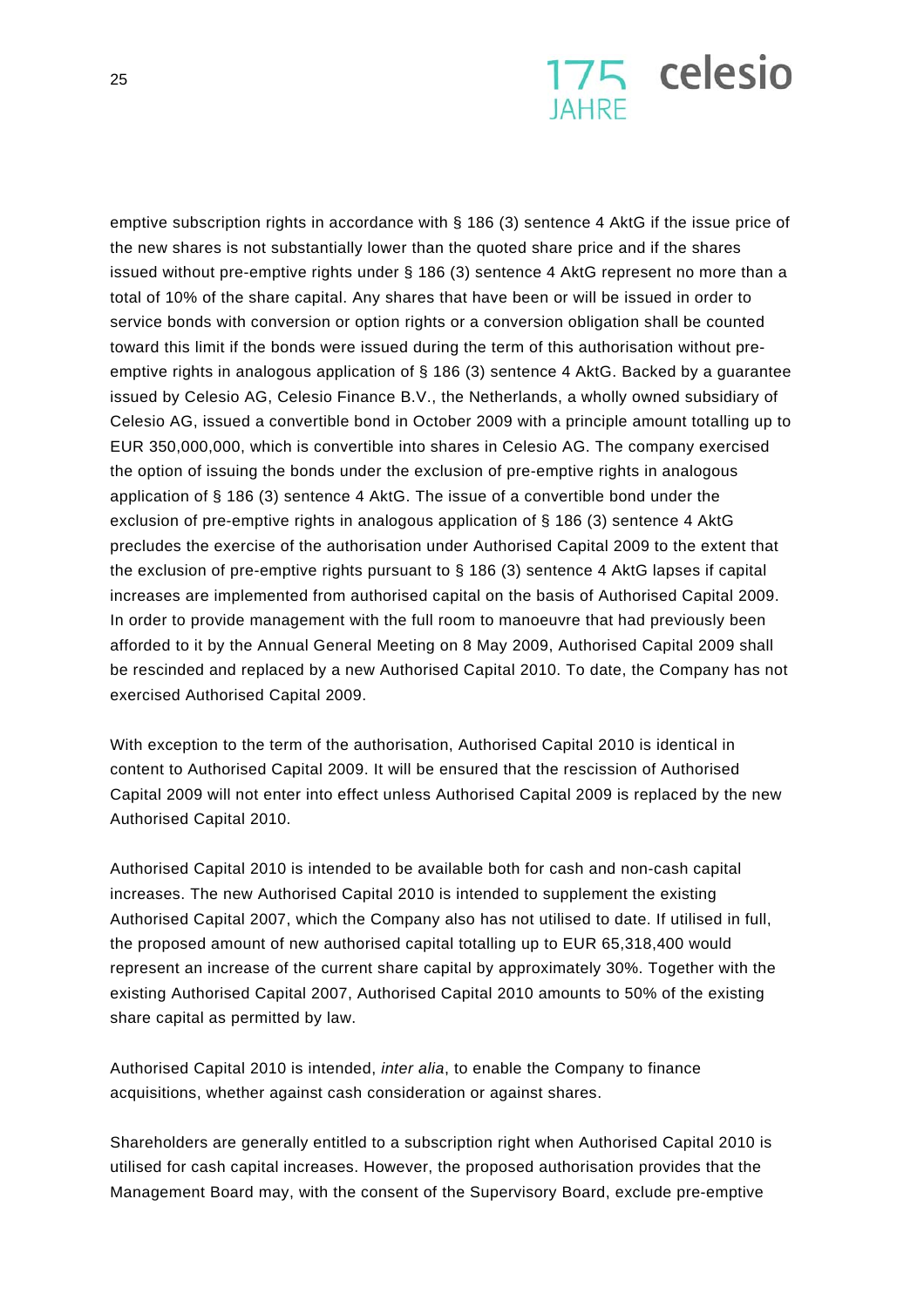emptive subscription rights in accordance with § 186 (3) sentence 4 AktG if the issue price of the new shares is not substantially lower than the quoted share price and if the shares issued without pre-emptive rights under § 186 (3) sentence 4 AktG represent no more than a total of 10% of the share capital. Any shares that have been or will be issued in order to service bonds with conversion or option rights or a conversion obligation shall be counted toward this limit if the bonds were issued during the term of this authorisation without pre-emptive rights in analogous application of § 186 (3) sentence 4 AktG. Backed by a guarantee issued by Celesio AG, Celesio Finance B.V., the Netherlands, a wholly owned subsidiary of Celesio AG, issued a convertible bond in October 2009 with a principle amount totalling up to EUR 350,000,000, which is convertible into shares in Celesio AG. The company exercised the option of issuing the bonds under the exclusion of pre-emptive rights in analogous application of § 186 (3) sentence 4 AktG. The issue of a convertible bond under the exclusion of pre-emptive rights in analogous application of § 186 (3) sentence 4 AktG precludes the exercise of the authorisation under Authorised Capital 2009 to the extent that the exclusion of pre-emptive rights pursuant to § 186 (3) sentence 4 AktG lapses if capital increases are implemented from authorised capital on the basis of Authorised Capital 2009. In order to provide management with the full room to manoeuvre that had previously been afforded to it by the Annual General Meeting on 8 May 2009, Authorised Capital 2009 shall be rescinded and replaced by a new Authorised Capital 2010. To date, the Company has not exercised Authorised Capital 2009.

With exception to the term of the authorisation, Authorised Capital 2010 is identical in content to Authorised Capital 2009. It will be ensured that the rescission of Authorised Capital 2009 will not enter into effect unless Authorised Capital 2009 is replaced by the new Authorised Capital 2010.

Authorised Capital 2010 is intended to be available both for cash and non-cash capital increases. The new Authorised Capital 2010 is intended to supplement the existing Authorised Capital 2007, which the Company also has not utilised to date. If utilised in full, the proposed amount of new authorised capital totalling up to EUR 65,318,400 would represent an increase of the current share capital by approximately 30%. Together with the existing Authorised Capital 2007, Authorised Capital 2010 amounts to 50% of the existing share capital as permitted by law.

Authorised Capital 2010 is intended, *inter alia*, to enable the Company to finance acquisitions, whether against cash consideration or against shares.

Shareholders are generally entitled to a subscription right when Authorised Capital 2010 is utilised for cash capital increases. However, the proposed authorisation provides that the Management Board may, with the consent of the Supervisory Board, exclude pre-emptive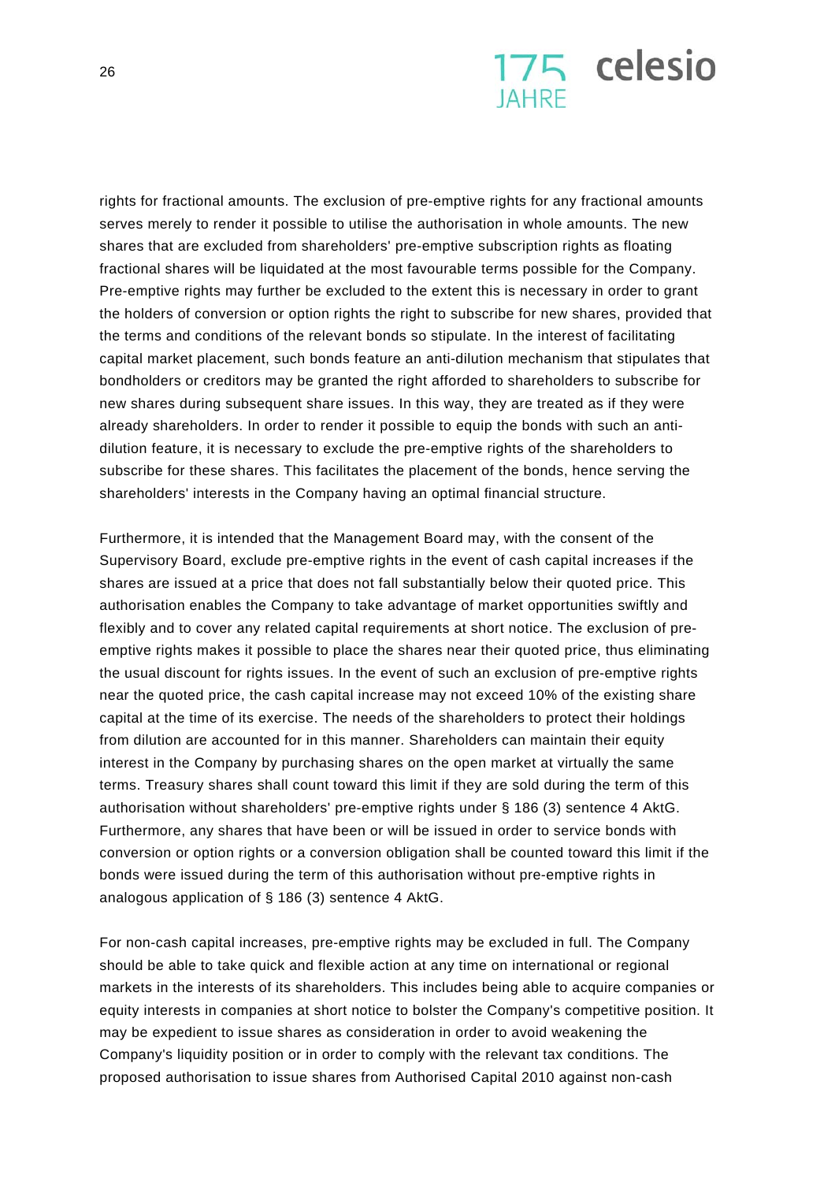rights for fractional amounts. The exclusion of pre-emptive rights for any fractional amounts serves merely to render it possible to utilise the authorisation in whole amounts. The new shares that are excluded from shareholders' pre-emptive subscription rights as floating fractional shares will be liquidated at the most favourable terms possible for the Company. Pre-emptive rights may further be excluded to the extent this is necessary in order to grant the holders of conversion or option rights the right to subscribe for new shares, provided that the terms and conditions of the relevant bonds so stipulate. In the interest of facilitating capital market placement, such bonds feature an anti-dilution mechanism that stipulates that bondholders or creditors may be granted the right afforded to shareholders to subscribe for new shares during subsequent share issues. In this way, they are treated as if they were already shareholders. In order to render it possible to equip the bonds with such an anti-dilution feature, it is necessary to exclude the pre-emptive rights of the shareholders to subscribe for these shares. This facilitates the placement of the bonds, hence serving the shareholders' interests in the Company having an optimal financial structure.

Furthermore, it is intended that the Management Board may, with the consent of the Supervisory Board, exclude pre-emptive rights in the event of cash capital increases if the shares are issued at a price that does not fall substantially below their quoted price. This authorisation enables the Company to take advantage of market opportunities swiftly and flexibly and to cover any related capital requirements at short notice. The exclusion of pre-emptive rights makes it possible to place the shares near their quoted price, thus eliminating the usual discount for rights issues. In the event of such an exclusion of pre-emptive rights near the quoted price, the cash capital increase may not exceed 10% of the existing share capital at the time of its exercise. The needs of the shareholders to protect their holdings from dilution are accounted for in this manner. Shareholders can maintain their equity interest in the Company by purchasing shares on the open market at virtually the same terms. Treasury shares shall count toward this limit if they are sold during the term of this authorisation without shareholders' pre-emptive rights under § 186 (3) sentence 4 AktG. Furthermore, any shares that have been or will be issued in order to service bonds with conversion or option rights or a conversion obligation shall be counted toward this limit if the bonds were issued during the term of this authorisation without pre-emptive rights in analogous application of § 186 (3) sentence 4 AktG.

For non-cash capital increases, pre-emptive rights may be excluded in full. The Company should be able to take quick and flexible action at any time on international or regional markets in the interests of its shareholders. This includes being able to acquire companies or equity interests in companies at short notice to bolster the Company's competitive position. It may be expedient to issue shares as consideration in order to avoid weakening the Company's liquidity position or in order to comply with the relevant tax conditions. The proposed authorisation to issue shares from Authorised Capital 2010 against non-cash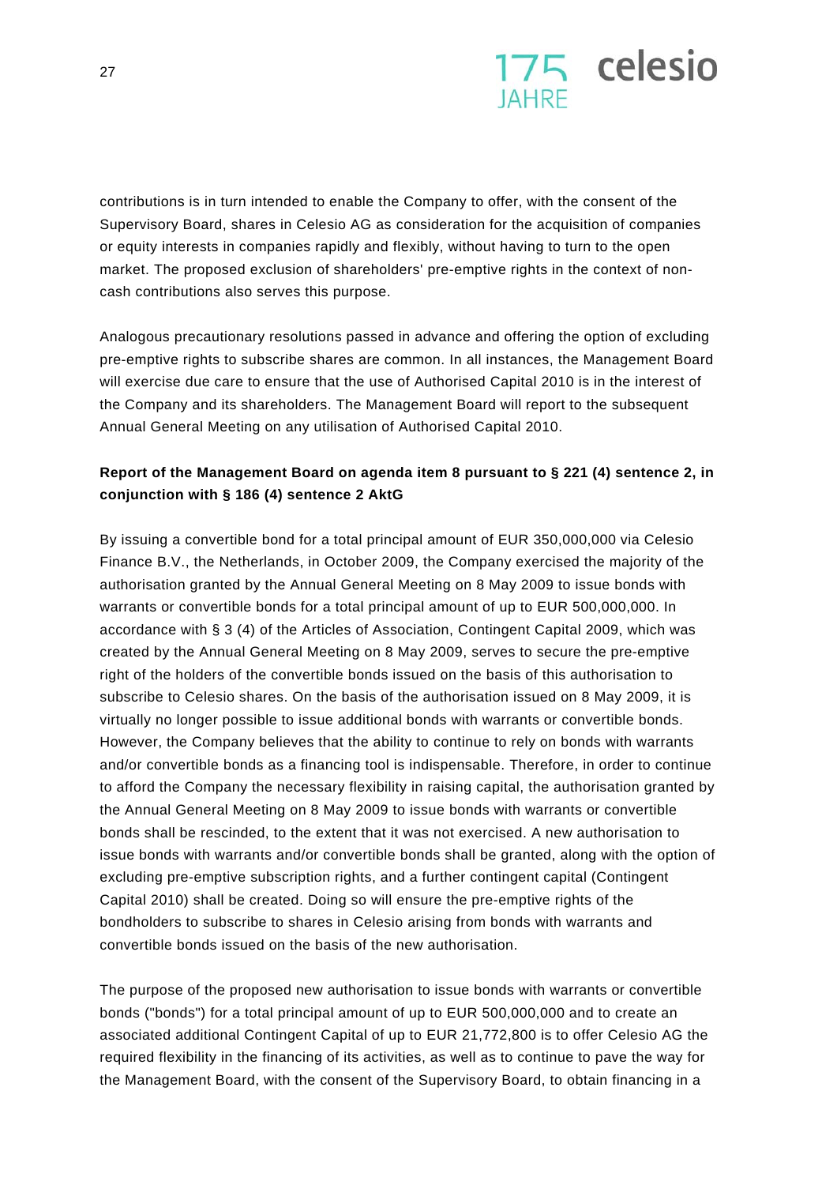contributions is in turn intended to enable the Company to offer, with the consent of the Supervisory Board, shares in Celesio AG as consideration for the acquisition of companies or equity interests in companies rapidly and flexibly, without having to turn to the open market. The proposed exclusion of shareholders' pre-emptive rights in the context of non-cash contributions also serves this purpose.

Analogous precautionary resolutions passed in advance and offering the option of excluding pre-emptive rights to subscribe shares are common. In all instances, the Management Board will exercise due care to ensure that the use of Authorised Capital 2010 is in the interest of the Company and its shareholders. The Management Board will report to the subsequent Annual General Meeting on any utilisation of Authorised Capital 2010.

**Report of the Management Board on agenda item 8 pursuant to § 221 (4) sentence 2, in conjunction with § 186 (4) sentence 2 AktG**

By issuing a convertible bond for a total principal amount of EUR 350,000,000 via Celesio Finance B.V., the Netherlands, in October 2009, the Company exercised the majority of the authorisation granted by the Annual General Meeting on 8 May 2009 to issue bonds with warrants or convertible bonds for a total principal amount of up to EUR 500,000,000. In accordance with § 3 (4) of the Articles of Association, Contingent Capital 2009, which was created by the Annual General Meeting on 8 May 2009, serves to secure the pre-emptive right of the holders of the convertible bonds issued on the basis of this authorisation to subscribe to Celesio shares. On the basis of the authorisation issued on 8 May 2009, it is virtually no longer possible to issue additional bonds with warrants or convertible bonds. However, the Company believes that the ability to continue to rely on bonds with warrants and/or convertible bonds as a financing tool is indispensable. Therefore, in order to continue to afford the Company the necessary flexibility in raising capital, the authorisation granted by the Annual General Meeting on 8 May 2009 to issue bonds with warrants or convertible bonds shall be rescinded, to the extent that it was not exercised. A new authorisation to issue bonds with warrants and/or convertible bonds shall be granted, along with the option of excluding pre-emptive subscription rights, and a further contingent capital (Contingent Capital 2010) shall be created. Doing so will ensure the pre-emptive rights of the bondholders to subscribe to shares in Celesio arising from bonds with warrants and convertible bonds issued on the basis of the new authorisation.

The purpose of the proposed new authorisation to issue bonds with warrants or convertible bonds ("bonds") for a total principal amount of up to EUR 500,000,000 and to create an associated additional Contingent Capital of up to EUR 21,772,800 is to offer Celesio AG the required flexibility in the financing of its activities, as well as to continue to pave the way for the Management Board, with the consent of the Supervisory Board, to obtain financing in a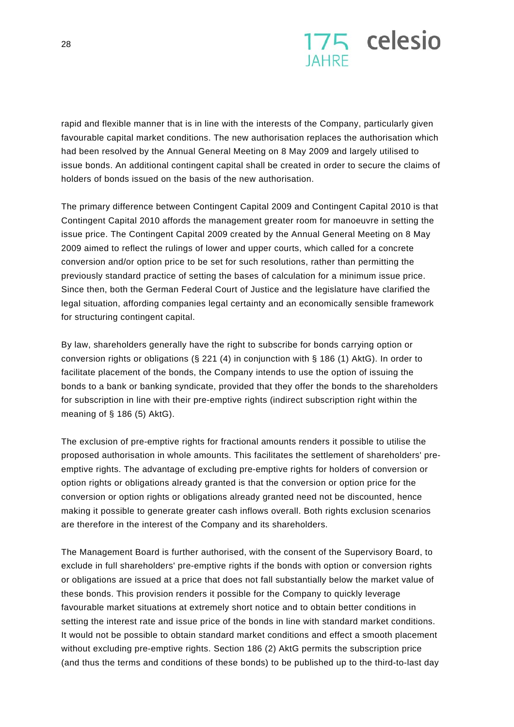rapid and flexible manner that is in line with the interests of the Company, particularly given favourable capital market conditions. The new authorisation replaces the authorisation which had been resolved by the Annual General Meeting on 8 May 2009 and largely utilised to issue bonds. An additional contingent capital shall be created in order to secure the claims of holders of bonds issued on the basis of the new authorisation.

The primary difference between Contingent Capital 2009 and Contingent Capital 2010 is that Contingent Capital 2010 affords the management greater room for manoeuvre in setting the issue price. The Contingent Capital 2009 created by the Annual General Meeting on 8 May 2009 aimed to reflect the rulings of lower and upper courts, which called for a concrete conversion and/or option price to be set for such resolutions, rather than permitting the previously standard practice of setting the bases of calculation for a minimum issue price. Since then, both the German Federal Court of Justice and the legislature have clarified the legal situation, affording companies legal certainty and an economically sensible framework for structuring contingent capital.

By law, shareholders generally have the right to subscribe for bonds carrying option or conversion rights or obligations (§ 221 (4) in conjunction with § 186 (1) AktG). In order to facilitate placement of the bonds, the Company intends to use the option of issuing the bonds to a bank or banking syndicate, provided that they offer the bonds to the shareholders for subscription in line with their pre-emptive rights (indirect subscription right within the meaning of § 186 (5) AktG).

The exclusion of pre-emptive rights for fractional amounts renders it possible to utilise the proposed authorisation in whole amounts. This facilitates the settlement of shareholders' pre-emptive rights. The advantage of excluding pre-emptive rights for holders of conversion or option rights or obligations already granted is that the conversion or option price for the conversion or option rights or obligations already granted need not be discounted, hence making it possible to generate greater cash inflows overall. Both rights exclusion scenarios are therefore in the interest of the Company and its shareholders.

The Management Board is further authorised, with the consent of the Supervisory Board, to exclude in full shareholders' pre-emptive rights if the bonds with option or conversion rights or obligations are issued at a price that does not fall substantially below the market value of these bonds. This provision renders it possible for the Company to quickly leverage favourable market situations at extremely short notice and to obtain better conditions in setting the interest rate and issue price of the bonds in line with standard market conditions. It would not be possible to obtain standard market conditions and effect a smooth placement without excluding pre-emptive rights. Section 186 (2) AktG permits the subscription price (and thus the terms and conditions of these bonds) to be published up to the third-to-last day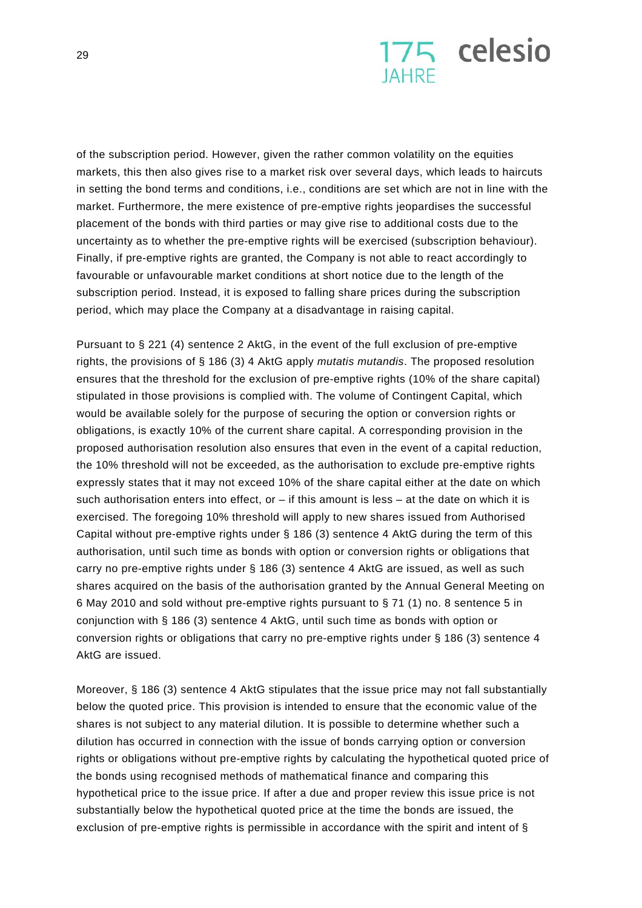of the subscription period. However, given the rather common volatility on the equities markets, this then also gives rise to a market risk over several days, which leads to haircuts in setting the bond terms and conditions, i.e., conditions are set which are not in line with the market. Furthermore, the mere existence of pre-emptive rights jeopardises the successful placement of the bonds with third parties or may give rise to additional costs due to the uncertainty as to whether the pre-emptive rights will be exercised (subscription behaviour). Finally, if pre-emptive rights are granted, the Company is not able to react accordingly to favourable or unfavourable market conditions at short notice due to the length of the subscription period. Instead, it is exposed to falling share prices during the subscription period, which may place the Company at a disadvantage in raising capital.

Pursuant to § 221 (4) sentence 2 AktG, in the event of the full exclusion of pre-emptive rights, the provisions of § 186 (3) 4 AktG apply *mutatis mutandis*. The proposed resolution ensures that the threshold for the exclusion of pre-emptive rights (10% of the share capital) stipulated in those provisions is complied with. The volume of Contingent Capital, which would be available solely for the purpose of securing the option or conversion rights or obligations, is exactly 10% of the current share capital. A corresponding provision in the proposed authorisation resolution also ensures that even in the event of a capital reduction, the 10% threshold will not be exceeded, as the authorisation to exclude pre-emptive rights expressly states that it may not exceed 10% of the share capital either at the date on which such authorisation enters into effect, or – if this amount is less – at the date on which it is exercised. The foregoing 10% threshold will apply to new shares issued from Authorised Capital without pre-emptive rights under § 186 (3) sentence 4 AktG during the term of this authorisation, until such time as bonds with option or conversion rights or obligations that carry no pre-emptive rights under § 186 (3) sentence 4 AktG are issued, as well as such shares acquired on the basis of the authorisation granted by the Annual General Meeting on 6 May 2010 and sold without pre-emptive rights pursuant to § 71 (1) no. 8 sentence 5 in conjunction with § 186 (3) sentence 4 AktG, until such time as bonds with option or conversion rights or obligations that carry no pre-emptive rights under § 186 (3) sentence 4 AktG are issued.

Moreover, § 186 (3) sentence 4 AktG stipulates that the issue price may not fall substantially below the quoted price. This provision is intended to ensure that the economic value of the shares is not subject to any material dilution. It is possible to determine whether such a dilution has occurred in connection with the issue of bonds carrying option or conversion rights or obligations without pre-emptive rights by calculating the hypothetical quoted price of the bonds using recognised methods of mathematical finance and comparing this hypothetical price to the issue price. If after a due and proper review this issue price is not substantially below the hypothetical quoted price at the time the bonds are issued, the exclusion of pre-emptive rights is permissible in accordance with the spirit and intent of §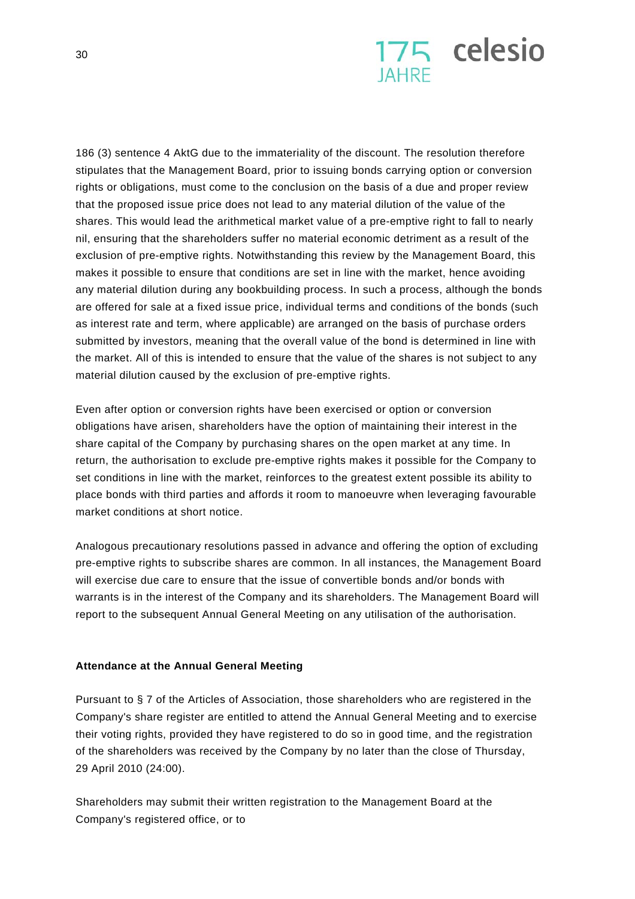186 (3) sentence 4 AktG due to the immateriality of the discount. The resolution therefore stipulates that the Management Board, prior to issuing bonds carrying option or conversion rights or obligations, must come to the conclusion on the basis of a due and proper review that the proposed issue price does not lead to any material dilution of the value of the shares. This would lead the arithmetical market value of a pre-emptive right to fall to nearly nil, ensuring that the shareholders suffer no material economic detriment as a result of the exclusion of pre-emptive rights. Notwithstanding this review by the Management Board, this makes it possible to ensure that conditions are set in line with the market, hence avoiding any material dilution during any bookbuilding process. In such a process, although the bonds are offered for sale at a fixed issue price, individual terms and conditions of the bonds (such as interest rate and term, where applicable) are arranged on the basis of purchase orders submitted by investors, meaning that the overall value of the bond is determined in line with the market. All of this is intended to ensure that the value of the shares is not subject to any material dilution caused by the exclusion of pre-emptive rights.

Even after option or conversion rights have been exercised or option or conversion obligations have arisen, shareholders have the option of maintaining their interest in the share capital of the Company by purchasing shares on the open market at any time. In return, the authorisation to exclude pre-emptive rights makes it possible for the Company to set conditions in line with the market, reinforces to the greatest extent possible its ability to place bonds with third parties and affords it room to manoeuvre when leveraging favourable market conditions at short notice.

Analogous precautionary resolutions passed in advance and offering the option of excluding pre-emptive rights to subscribe shares are common. In all instances, the Management Board will exercise due care to ensure that the issue of convertible bonds and/or bonds with warrants is in the interest of the Company and its shareholders. The Management Board will report to the subsequent Annual General Meeting on any utilisation of the authorisation.

**Attendance at the Annual General Meeting**

Pursuant to § 7 of the Articles of Association, those shareholders who are registered in the Company's share register are entitled to attend the Annual General Meeting and to exercise their voting rights, provided they have registered to do so in good time, and the registration of the shareholders was received by the Company by no later than the close of Thursday, 29 April 2010 (24:00).

Shareholders may submit their written registration to the Management Board at the Company's registered office, or to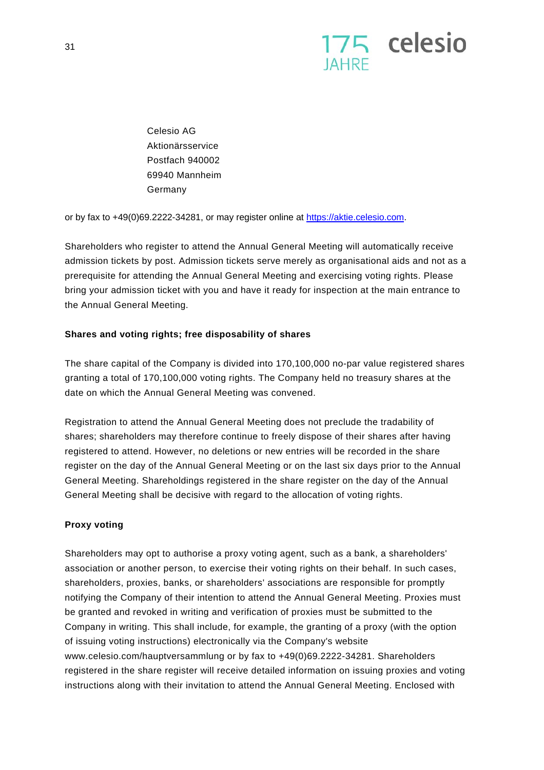Celesio AG  
Aktionärsservice  
Postfach 940002  
69940 Mannheim  
Germany

or by fax to +49(0)69.2222-34281, or may register online at https://aktie.celesio.com.

Shareholders who register to attend the Annual General Meeting will automatically receive admission tickets by post. Admission tickets serve merely as organisational aids and not as a prerequisite for attending the Annual General Meeting and exercising voting rights. Please bring your admission ticket with you and have it ready for inspection at the main entrance to the Annual General Meeting.

**Shares and voting rights; free disposability of shares**

The share capital of the Company is divided into 170,100,000 no-par value registered shares granting a total of 170,100,000 voting rights. The Company held no treasury shares at the date on which the Annual General Meeting was convened.

Registration to attend the Annual General Meeting does not preclude the tradability of shares; shareholders may therefore continue to freely dispose of their shares after having registered to attend. However, no deletions or new entries will be recorded in the share register on the day of the Annual General Meeting or on the last six days prior to the Annual General Meeting. Shareholdings registered in the share register on the day of the Annual General Meeting shall be decisive with regard to the allocation of voting rights.

**Proxy voting**

Shareholders may opt to authorise a proxy voting agent, such as a bank, a shareholders' association or another person, to exercise their voting rights on their behalf. In such cases, shareholders, proxies, banks, or shareholders' associations are responsible for promptly notifying the Company of their intention to attend the Annual General Meeting. Proxies must be granted and revoked in writing and verification of proxies must be submitted to the Company in writing. This shall include, for example, the granting of a proxy (with the option of issuing voting instructions) electronically via the Company's website www.celesio.com/hauptversammlung or by fax to +49(0)69.2222-34281. Shareholders registered in the share register will receive detailed information on issuing proxies and voting instructions along with their invitation to attend the Annual General Meeting. Enclosed with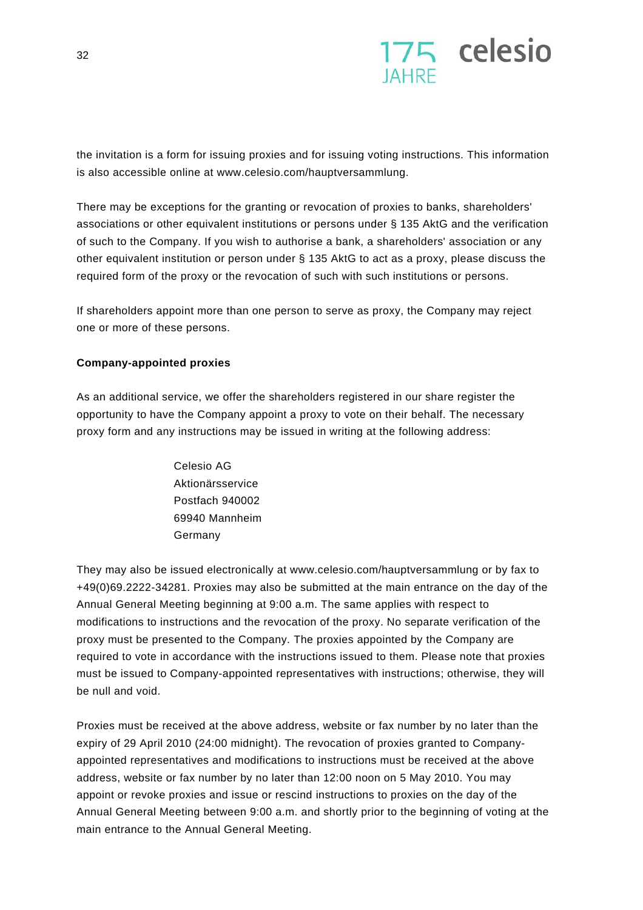the invitation is a form for issuing proxies and for issuing voting instructions. This information is also accessible online at www.celesio.com/hauptversammlung.

There may be exceptions for the granting or revocation of proxies to banks, shareholders' associations or other equivalent institutions or persons under § 135 AktG and the verification of such to the Company. If you wish to authorise a bank, a shareholders' association or any other equivalent institution or person under § 135 AktG to act as a proxy, please discuss the required form of the proxy or the revocation of such with such institutions or persons.

If shareholders appoint more than one person to serve as proxy, the Company may reject one or more of these persons.

**Company-appointed proxies**

As an additional service, we offer the shareholders registered in our share register the opportunity to have the Company appoint a proxy to vote on their behalf. The necessary proxy form and any instructions may be issued in writing at the following address:

Celesio AG
Aktionärsservice
Postfach 940002
69940 Mannheim
Germany

They may also be issued electronically at www.celesio.com/hauptversammlung or by fax to +49(0)69.2222-34281. Proxies may also be submitted at the main entrance on the day of the Annual General Meeting beginning at 9:00 a.m. The same applies with respect to modifications to instructions and the revocation of the proxy. No separate verification of the proxy must be presented to the Company. The proxies appointed by the Company are required to vote in accordance with the instructions issued to them. Please note that proxies must be issued to Company-appointed representatives with instructions; otherwise, they will be null and void.

Proxies must be received at the above address, website or fax number by no later than the expiry of 29 April 2010 (24:00 midnight). The revocation of proxies granted to Company-appointed representatives and modifications to instructions must be received at the above address, website or fax number by no later than 12:00 noon on 5 May 2010. You may appoint or revoke proxies and issue or rescind instructions to proxies on the day of the Annual General Meeting between 9:00 a.m. and shortly prior to the beginning of voting at the main entrance to the Annual General Meeting.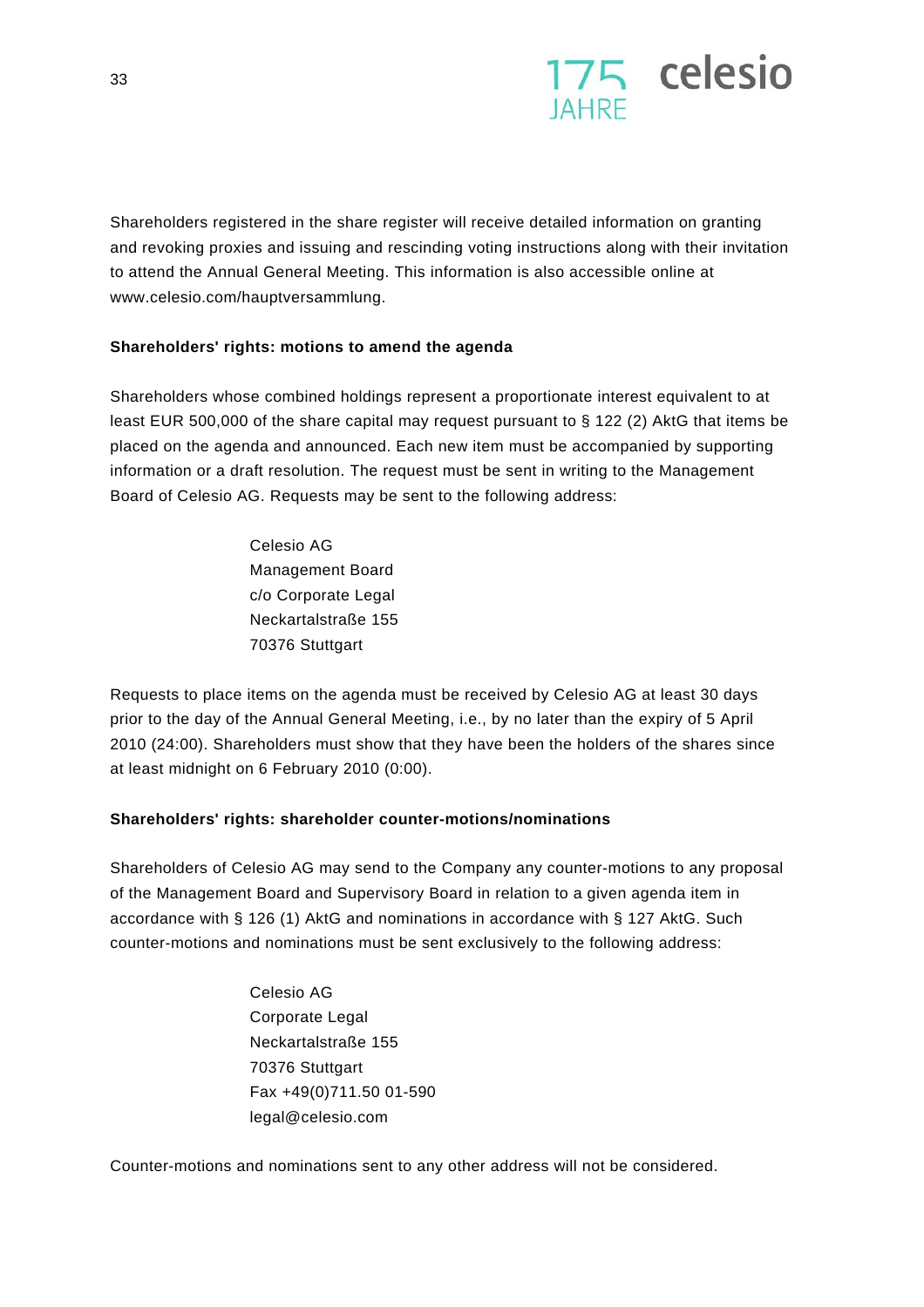Shareholders registered in the share register will receive detailed information on granting and revoking proxies and issuing and rescinding voting instructions along with their invitation to attend the Annual General Meeting. This information is also accessible online at www.celesio.com/hauptversammlung.

**Shareholders' rights: motions to amend the agenda**

Shareholders whose combined holdings represent a proportionate interest equivalent to at least EUR 500,000 of the share capital may request pursuant to § 122 (2) AktG that items be placed on the agenda and announced. Each new item must be accompanied by supporting information or a draft resolution. The request must be sent in writing to the Management Board of Celesio AG. Requests may be sent to the following address:

> Celesio AG
> Management Board
> c/o Corporate Legal
> Neckartalstraße 155
> 70376 Stuttgart

Requests to place items on the agenda must be received by Celesio AG at least 30 days prior to the day of the Annual General Meeting, i.e., by no later than the expiry of 5 April 2010 (24:00). Shareholders must show that they have been the holders of the shares since at least midnight on 6 February 2010 (0:00).

**Shareholders' rights: shareholder counter-motions/nominations**

Shareholders of Celesio AG may send to the Company any counter-motions to any proposal of the Management Board and Supervisory Board in relation to a given agenda item in accordance with § 126 (1) AktG and nominations in accordance with § 127 AktG. Such counter-motions and nominations must be sent exclusively to the following address:

> Celesio AG
> Corporate Legal
> Neckartalstraße 155
> 70376 Stuttgart
> Fax +49(0)711.50 01-590
> legal@celesio.com

Counter-motions and nominations sent to any other address will not be considered.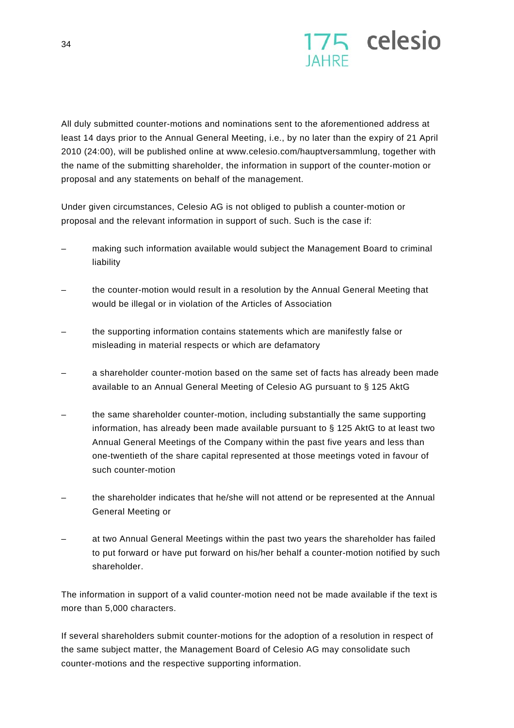All duly submitted counter-motions and nominations sent to the aforementioned address at least 14 days prior to the Annual General Meeting, i.e., by no later than the expiry of 21 April 2010 (24:00), will be published online at www.celesio.com/hauptversammlung, together with the name of the submitting shareholder, the information in support of the counter-motion or proposal and any statements on behalf of the management.

Under given circumstances, Celesio AG is not obliged to publish a counter-motion or proposal and the relevant information in support of such. Such is the case if:

– making such information available would subject the Management Board to criminal liability

– the counter-motion would result in a resolution by the Annual General Meeting that would be illegal or in violation of the Articles of Association

– the supporting information contains statements which are manifestly false or misleading in material respects or which are defamatory

– a shareholder counter-motion based on the same set of facts has already been made available to an Annual General Meeting of Celesio AG pursuant to § 125 AktG

– the same shareholder counter-motion, including substantially the same supporting information, has already been made available pursuant to § 125 AktG to at least two Annual General Meetings of the Company within the past five years and less than one-twentieth of the share capital represented at those meetings voted in favour of such counter-motion

– the shareholder indicates that he/she will not attend or be represented at the Annual General Meeting or

– at two Annual General Meetings within the past two years the shareholder has failed to put forward or have put forward on his/her behalf a counter-motion notified by such shareholder.

The information in support of a valid counter-motion need not be made available if the text is more than 5,000 characters.

If several shareholders submit counter-motions for the adoption of a resolution in respect of the same subject matter, the Management Board of Celesio AG may consolidate such counter-motions and the respective supporting information.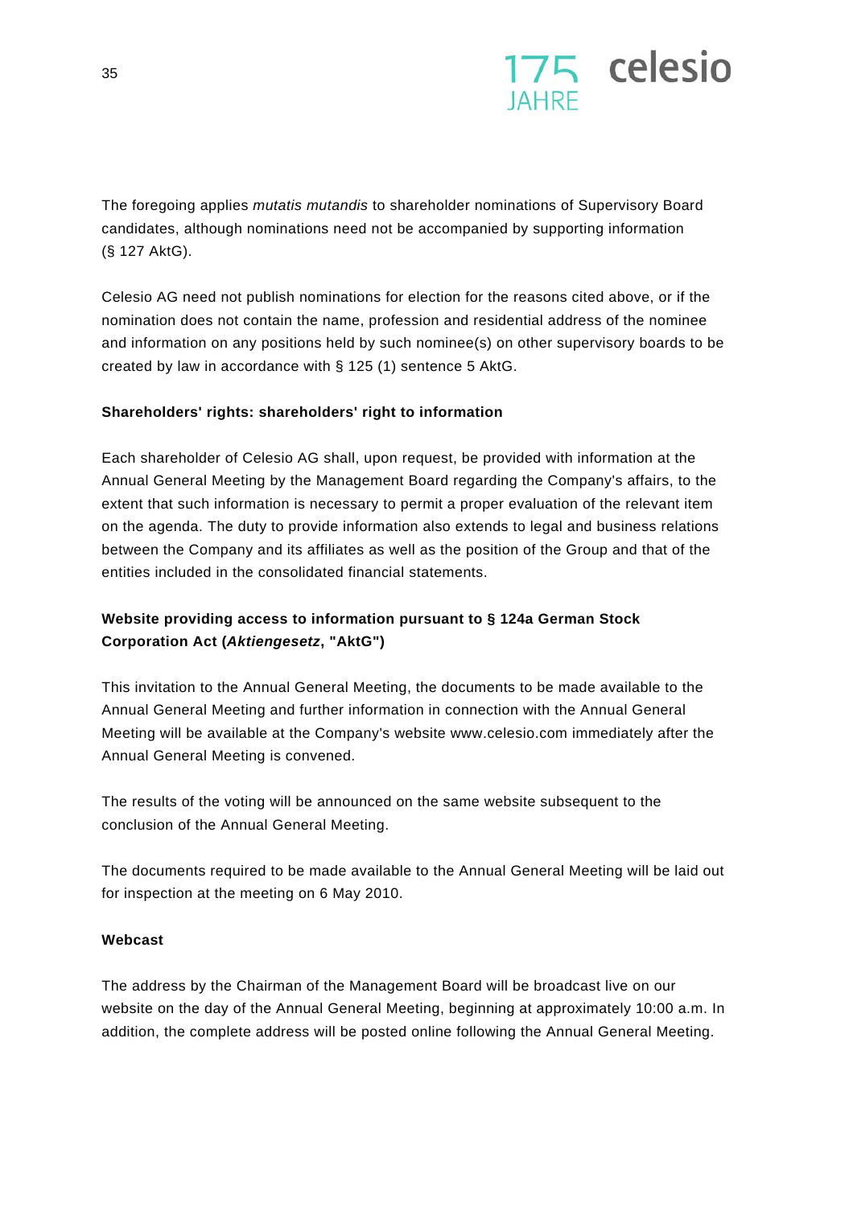The foregoing applies *mutatis mutandis* to shareholder nominations of Supervisory Board candidates, although nominations need not be accompanied by supporting information (§ 127 AktG).

Celesio AG need not publish nominations for election for the reasons cited above, or if the nomination does not contain the name, profession and residential address of the nominee and information on any positions held by such nominee(s) on other supervisory boards to be created by law in accordance with § 125 (1) sentence 5 AktG.

**Shareholders' rights: shareholders' right to information**

Each shareholder of Celesio AG shall, upon request, be provided with information at the Annual General Meeting by the Management Board regarding the Company's affairs, to the extent that such information is necessary to permit a proper evaluation of the relevant item on the agenda. The duty to provide information also extends to legal and business relations between the Company and its affiliates as well as the position of the Group and that of the entities included in the consolidated financial statements.

**Website providing access to information pursuant to § 124a German Stock Corporation Act (*Aktiengesetz*, "AktG")**

This invitation to the Annual General Meeting, the documents to be made available to the Annual General Meeting and further information in connection with the Annual General Meeting will be available at the Company's website www.celesio.com immediately after the Annual General Meeting is convened.

The results of the voting will be announced on the same website subsequent to the conclusion of the Annual General Meeting.

The documents required to be made available to the Annual General Meeting will be laid out for inspection at the meeting on 6 May 2010.

**Webcast**

The address by the Chairman of the Management Board will be broadcast live on our website on the day of the Annual General Meeting, beginning at approximately 10:00 a.m. In addition, the complete address will be posted online following the Annual General Meeting.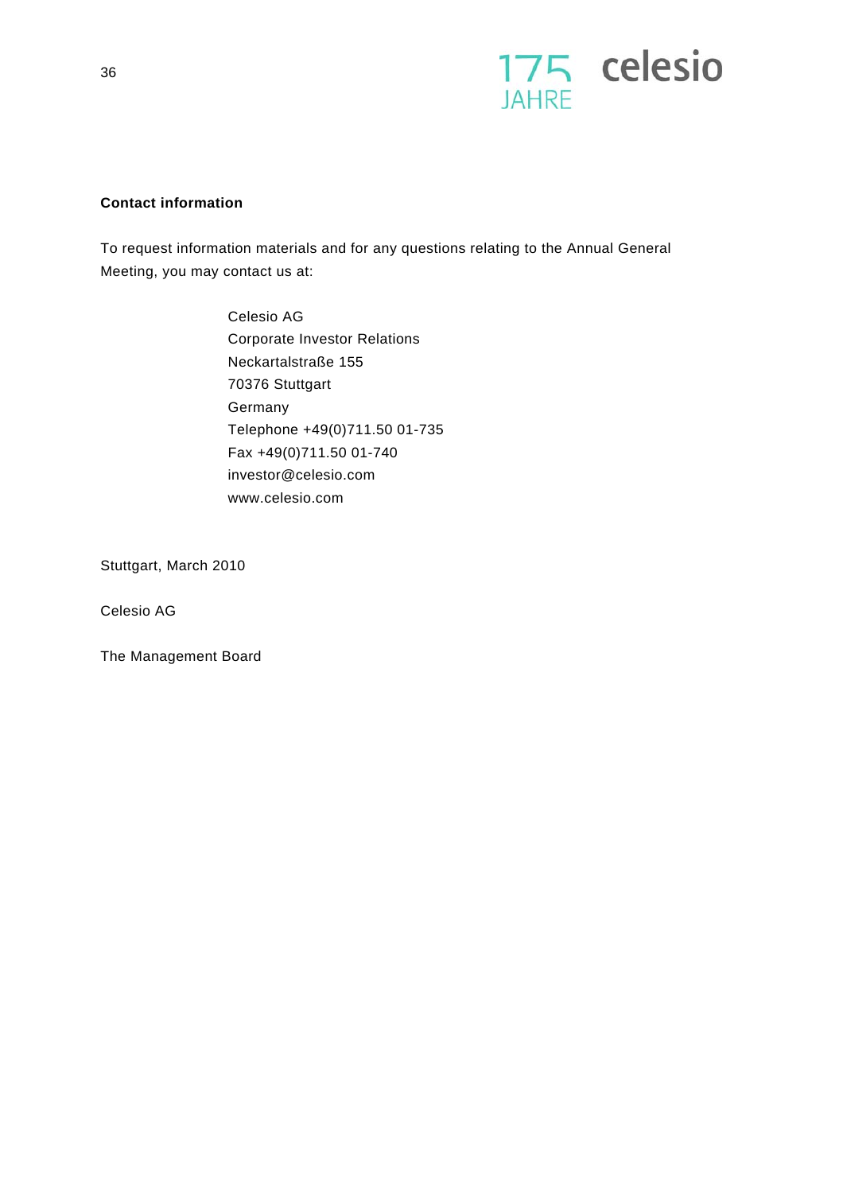**Contact information**

To request information materials and for any questions relating to the Annual General Meeting, you may contact us at:

Celesio AG
Corporate Investor Relations
Neckartalstraße 155
70376 Stuttgart
Germany
Telephone +49(0)711.50 01-735
Fax +49(0)711.50 01-740
investor@celesio.com
www.celesio.com

Stuttgart, March 2010

Celesio AG

The Management Board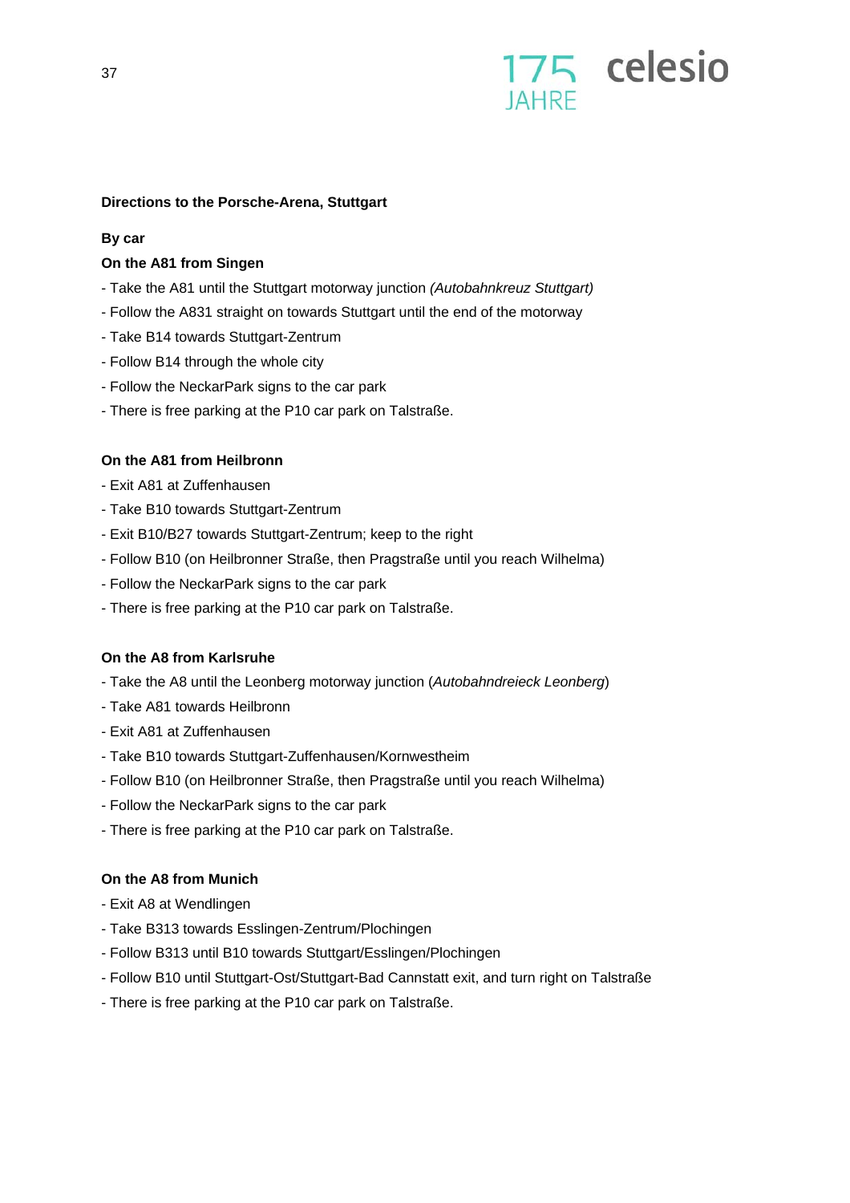## Directions to the Porsche-Arena, Stuttgart

**By car**

**On the A81 from Singen**

- Take the A81 until the Stuttgart motorway junction *(Autobahnkreuz Stuttgart)*
- Follow the A831 straight on towards Stuttgart until the end of the motorway
- Take B14 towards Stuttgart-Zentrum
- Follow B14 through the whole city
- Follow the NeckarPark signs to the car park
- There is free parking at the P10 car park on Talstraße.

**On the A81 from Heilbronn**

- Exit A81 at Zuffenhausen
- Take B10 towards Stuttgart-Zentrum
- Exit B10/B27 towards Stuttgart-Zentrum; keep to the right
- Follow B10 (on Heilbronner Straße, then Pragstraße until you reach Wilhelma)
- Follow the NeckarPark signs to the car park
- There is free parking at the P10 car park on Talstraße.

**On the A8 from Karlsruhe**

- Take the A8 until the Leonberg motorway junction (*Autobahndreieck Leonberg*)
- Take A81 towards Heilbronn
- Exit A81 at Zuffenhausen
- Take B10 towards Stuttgart-Zuffenhausen/Kornwestheim
- Follow B10 (on Heilbronner Straße, then Pragstraße until you reach Wilhelma)
- Follow the NeckarPark signs to the car park
- There is free parking at the P10 car park on Talstraße.

**On the A8 from Munich**

- Exit A8 at Wendlingen
- Take B313 towards Esslingen-Zentrum/Plochingen
- Follow B313 until B10 towards Stuttgart/Esslingen/Plochingen
- Follow B10 until Stuttgart-Ost/Stuttgart-Bad Cannstatt exit, and turn right on Talstraße
- There is free parking at the P10 car park on Talstraße.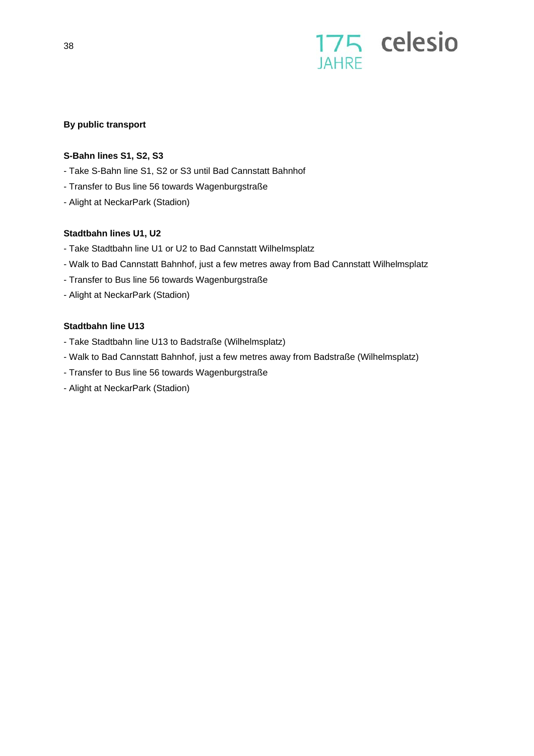**By public transport**

**S-Bahn lines S1, S2, S3**

- Take S-Bahn line S1, S2 or S3 until Bad Cannstatt Bahnhof
- Transfer to Bus line 56 towards Wagenburgstraße
- Alight at NeckarPark (Stadion)

**Stadtbahn lines U1, U2**

- Take Stadtbahn line U1 or U2 to Bad Cannstatt Wilhelmsplatz
- Walk to Bad Cannstatt Bahnhof, just a few metres away from Bad Cannstatt Wilhelmsplatz
- Transfer to Bus line 56 towards Wagenburgstraße
- Alight at NeckarPark (Stadion)

**Stadtbahn line U13**

- Take Stadtbahn line U13 to Badstraße (Wilhelmsplatz)
- Walk to Bad Cannstatt Bahnhof, just a few metres away from Badstraße (Wilhelmsplatz)
- Transfer to Bus line 56 towards Wagenburgstraße
- Alight at NeckarPark (Stadion)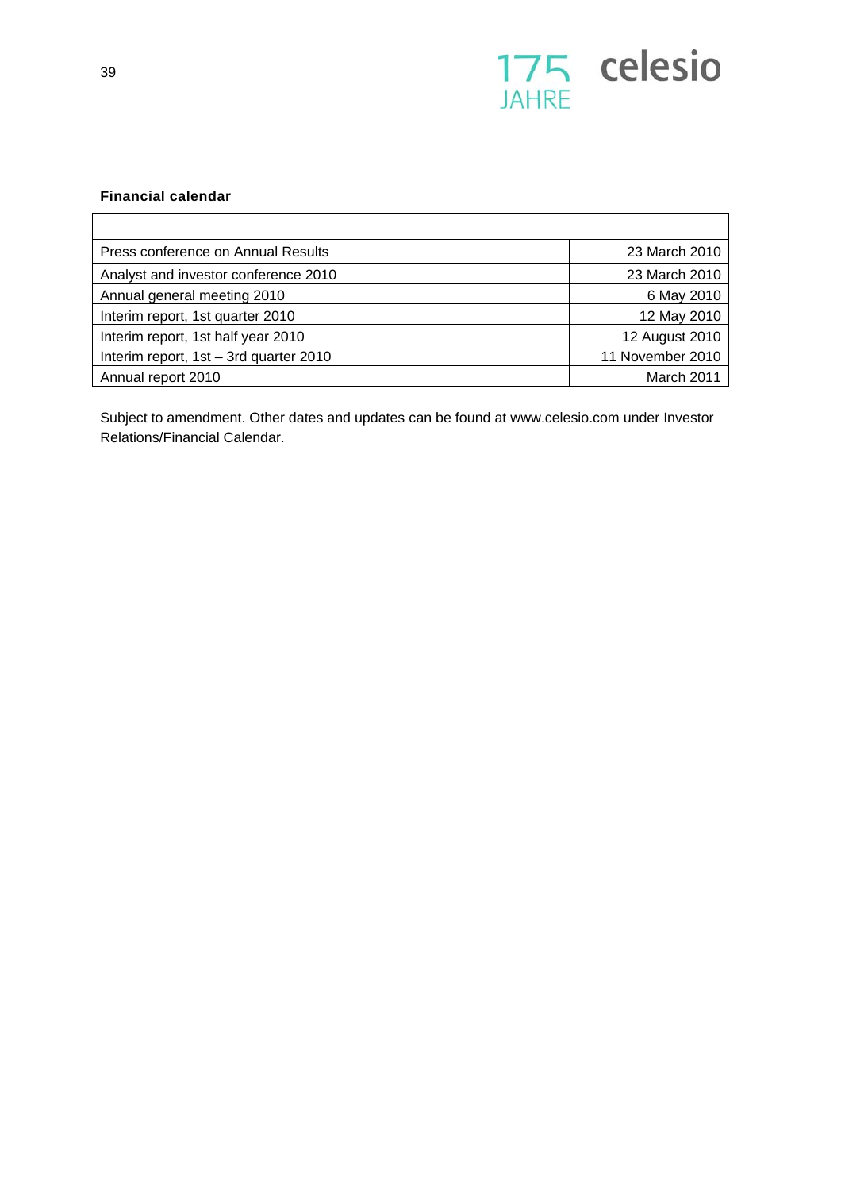## Financial calendar

| | |
|---|---|
| Press conference on Annual Results | 23 March 2010 |
| Analyst and investor conference 2010 | 23 March 2010 |
| Annual general meeting 2010 | 6 May 2010 |
| Interim report, 1st quarter 2010 | 12 May 2010 |
| Interim report, 1st half year 2010 | 12 August 2010 |
| Interim report, 1st – 3rd quarter 2010 | 11 November 2010 |
| Annual report 2010 | March 2011 |

Subject to amendment. Other dates and updates can be found at www.celesio.com under Investor Relations/Financial Calendar.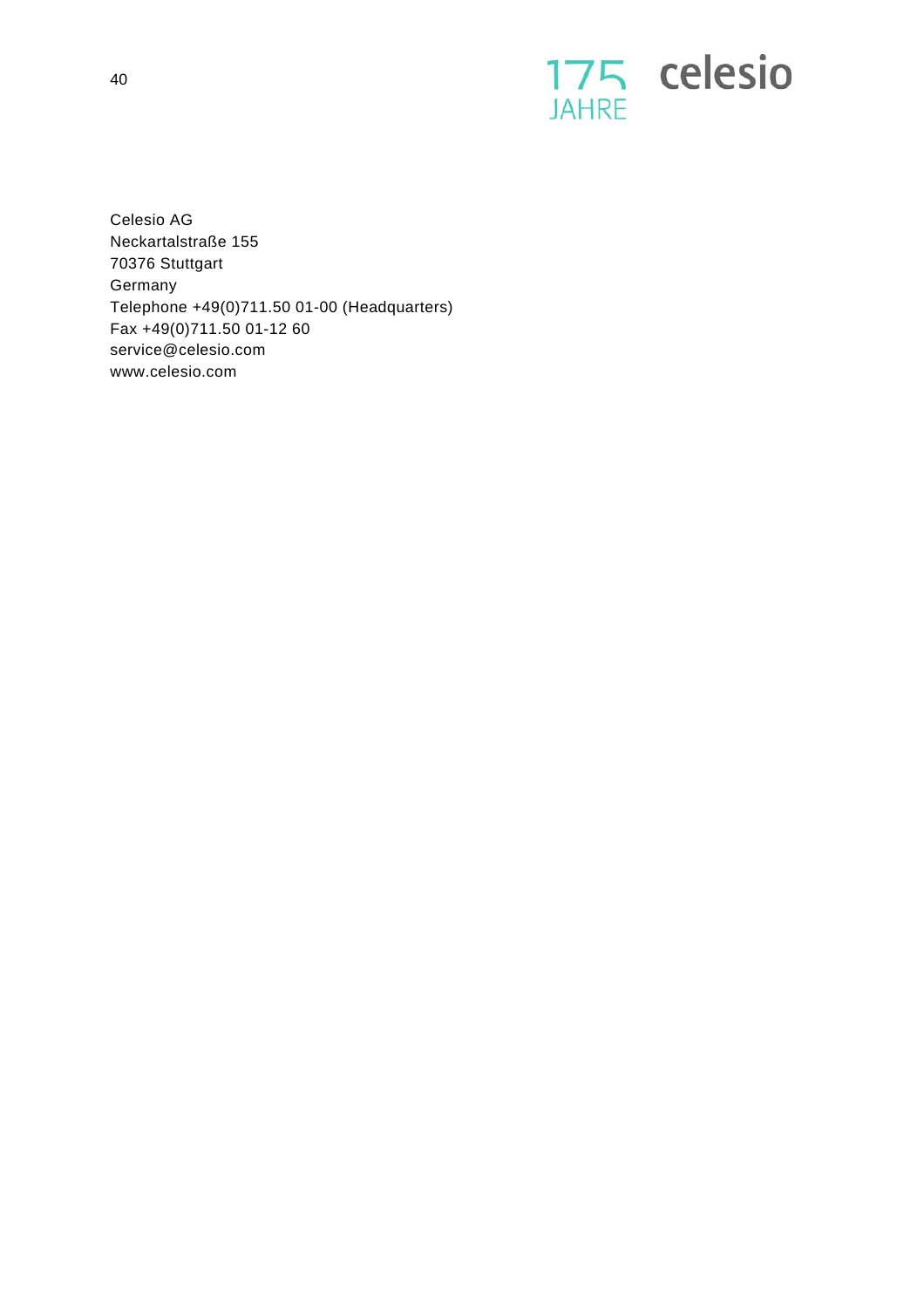Celesio AG
Neckartalstraße 155
70376 Stuttgart
Germany
Telephone +49(0)711.50 01-00 (Headquarters)
Fax +49(0)711.50 01-12 60
service@celesio.com
www.celesio.com